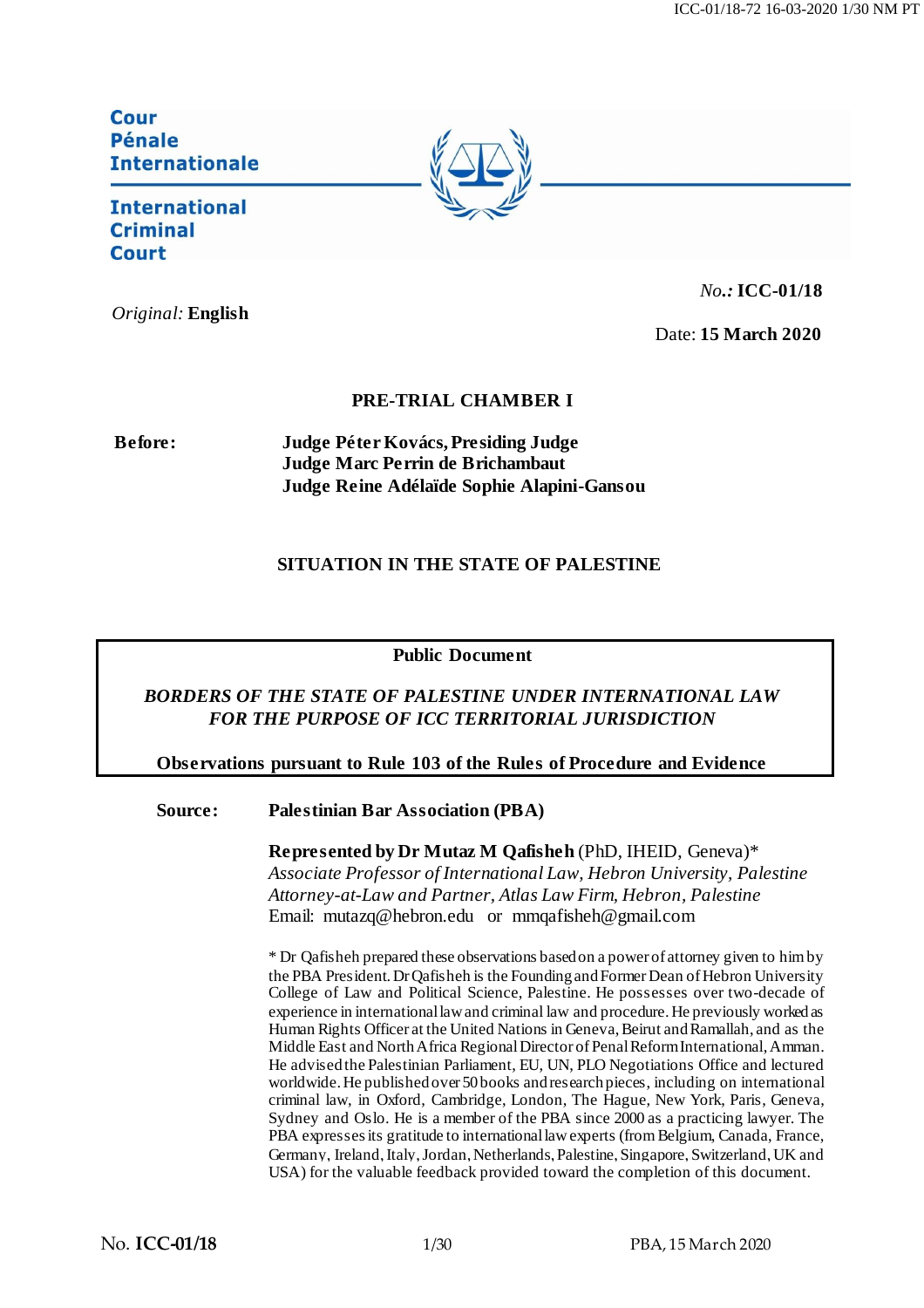**Cour Pénale Internationale**

**International Criminal Court**

*No.:* **ICC-01/18**

*Original:* **English**

Date: **15 March 2020**

**PRE-TRIAL CHAMBER I**

**Before:** **Judge Péter Kovács, Presiding Judge**
**Judge Marc Perrin de Brichambaut**
**Judge Reine Adélaïde Sophie Alapini-Gansou**

**SITUATION IN THE STATE OF PALESTINE**

**Public Document**

***BORDERS OF THE STATE OF PALESTINE UNDER INTERNATIONAL LAW FOR THE PURPOSE OF ICC TERRITORIAL JURISDICTION***

**Observations pursuant to Rule 103 of the Rules of Procedure and Evidence**

**Source:** **Palestinian Bar Association (PBA)**

**Represented by Dr Mutaz M Qafisheh** (PhD, IHEID, Geneva)*
*Associate Professor of International Law, Hebron University, Palestine*
*Attorney-at-Law and Partner, Atlas Law Firm, Hebron, Palestine*
Email: mutazq@hebron.edu or mmqafisheh@gmail.com

* Dr Qafisheh prepared these observations based on a power of attorney given to him by the PBA President. Dr Qafisheh is the Founding and Former Dean of Hebron University College of Law and Political Science, Palestine. He possesses over two-decade of experience in international law and criminal law and procedure. He previously worked as Human Rights Officer at the United Nations in Geneva, Beirut and Ramallah, and as the Middle East and North Africa Regional Director of Penal Reform International, Amman. He advised the Palestinian Parliament, EU, UN, PLO Negotiations Office and lectured worldwide. He published over 50 books and research pieces, including on international criminal law, in Oxford, Cambridge, London, The Hague, New York, Paris, Geneva, Sydney and Oslo. He is a member of the PBA since 2000 as a practicing lawyer. The PBA expresses its gratitude to international law experts (from Belgium, Canada, France, Germany, Ireland, Italy, Jordan, Netherlands, Palestine, Singapore, Switzerland, UK and USA) for the valuable feedback provided toward the completion of this document.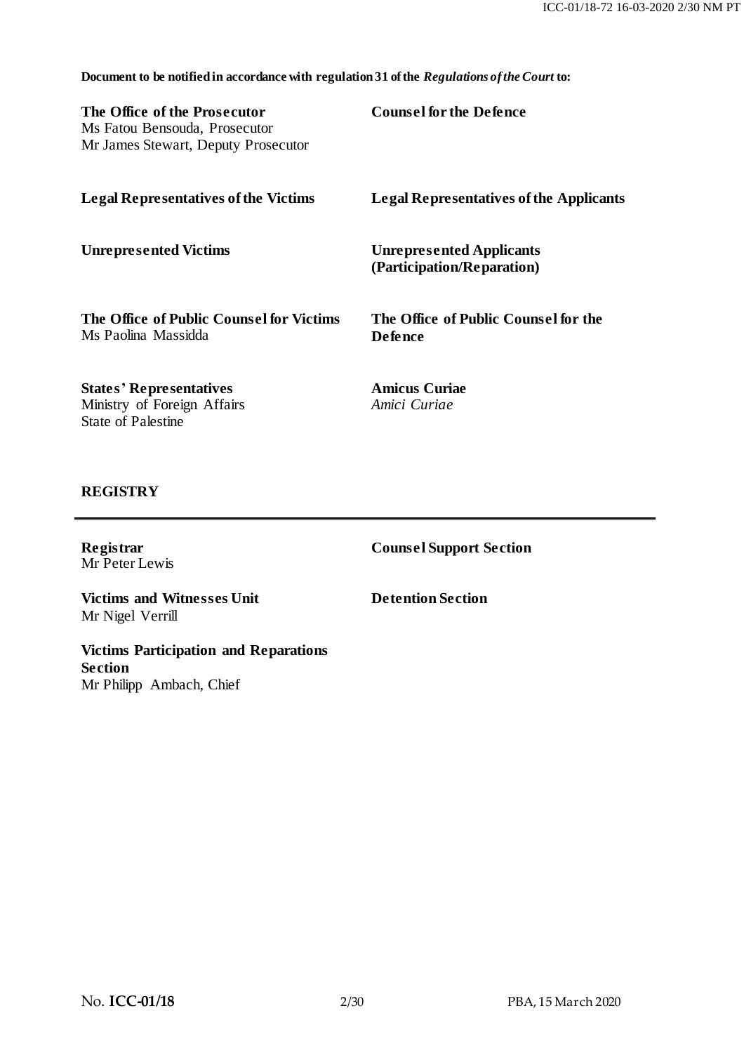**Document to be notified in accordance with regulation 31 of the *Regulations of the Court* to:**

| | |
|---|---|
| **The Office of the Prosecutor**<br>Ms Fatou Bensouda, Prosecutor<br>Mr James Stewart, Deputy Prosecutor | **Counsel for the Defence** |
| **Legal Representatives of the Victims** | **Legal Representatives of the Applicants** |
| **Unrepresented Victims** | **Unrepresented Applicants (Participation/Reparation)** |
| **The Office of Public Counsel for Victims**<br>Ms Paolina Massidda | **The Office of Public Counsel for the Defence** |
| **States' Representatives**<br>Ministry of Foreign Affairs<br>State of Palestine | **Amicus Curiae**<br>*Amici Curiae* |

**REGISTRY**

| | |
|---|---|
| **Registrar**<br>Mr Peter Lewis | **Counsel Support Section** |
| **Victims and Witnesses Unit**<br>Mr Nigel Verrill | **Detention Section** |
| **Victims Participation and Reparations Section**<br>Mr Philipp Ambach, Chief | |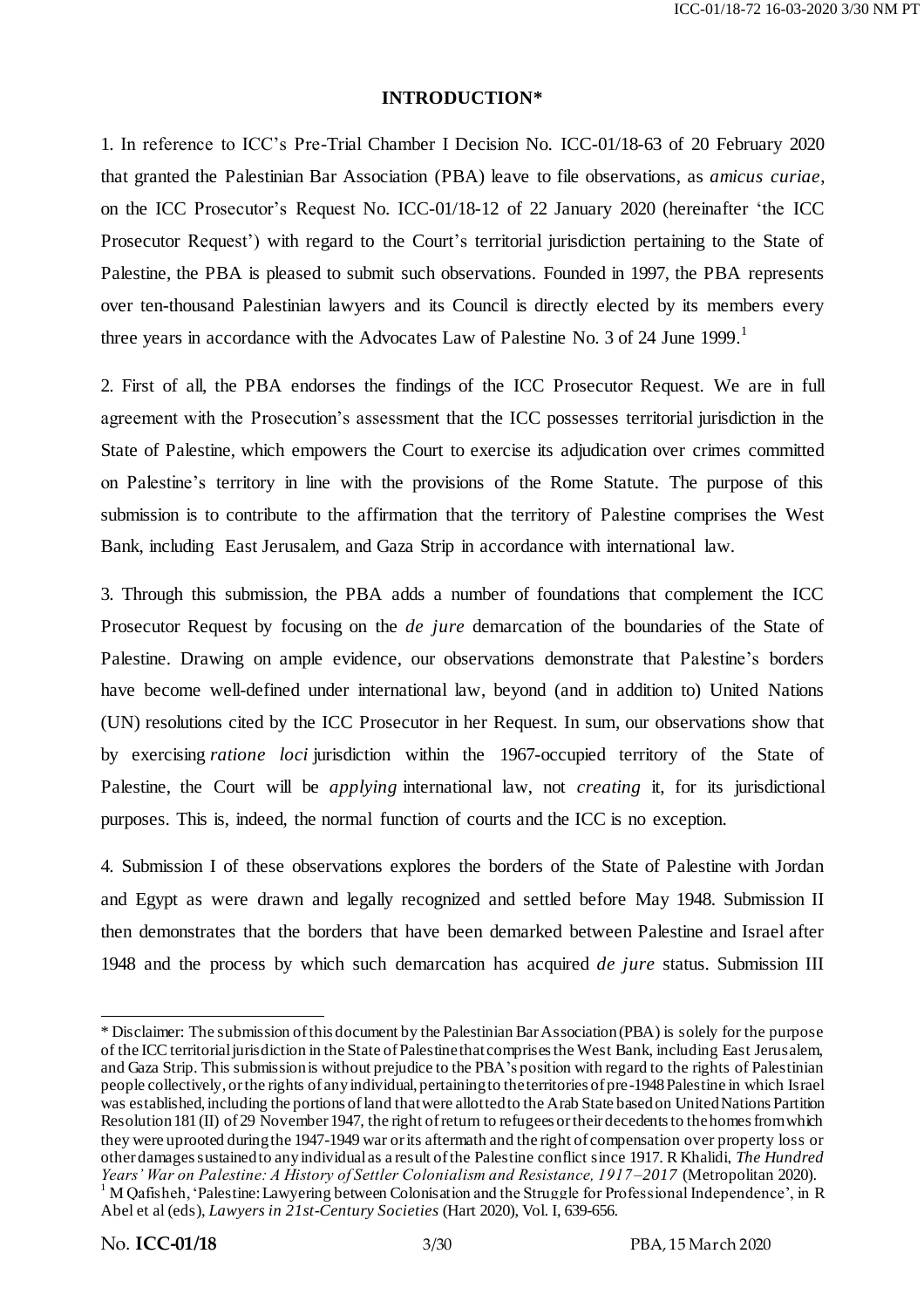## INTRODUCTION*

1. In reference to ICC's Pre-Trial Chamber I Decision No. ICC-01/18-63 of 20 February 2020 that granted the Palestinian Bar Association (PBA) leave to file observations, as *amicus curiae*, on the ICC Prosecutor's Request No. ICC-01/18-12 of 22 January 2020 (hereinafter 'the ICC Prosecutor Request') with regard to the Court's territorial jurisdiction pertaining to the State of Palestine, the PBA is pleased to submit such observations. Founded in 1997, the PBA represents over ten-thousand Palestinian lawyers and its Council is directly elected by its members every three years in accordance with the Advocates Law of Palestine No. 3 of 24 June 1999.[1]

2. First of all, the PBA endorses the findings of the ICC Prosecutor Request. We are in full agreement with the Prosecution's assessment that the ICC possesses territorial jurisdiction in the State of Palestine, which empowers the Court to exercise its adjudication over crimes committed on Palestine's territory in line with the provisions of the Rome Statute. The purpose of this submission is to contribute to the affirmation that the territory of Palestine comprises the West Bank, including East Jerusalem, and Gaza Strip in accordance with international law.

3. Through this submission, the PBA adds a number of foundations that complement the ICC Prosecutor Request by focusing on the *de jure* demarcation of the boundaries of the State of Palestine. Drawing on ample evidence, our observations demonstrate that Palestine's borders have become well-defined under international law, beyond (and in addition to) United Nations (UN) resolutions cited by the ICC Prosecutor in her Request. In sum, our observations show that by exercising *ratione loci* jurisdiction within the 1967-occupied territory of the State of Palestine, the Court will be *applying* international law, not *creating* it, for its jurisdictional purposes. This is, indeed, the normal function of courts and the ICC is no exception.

4. Submission I of these observations explores the borders of the State of Palestine with Jordan and Egypt as were drawn and legally recognized and settled before May 1948. Submission II then demonstrates that the borders that have been demarked between Palestine and Israel after 1948 and the process by which such demarcation has acquired *de jure* status. Submission III

---

\* Disclaimer: The submission of this document by the Palestinian Bar Association (PBA) is solely for the purpose of the ICC territorial jurisdiction in the State of Palestine that comprises the West Bank, including East Jerusalem, and Gaza Strip. This submission is without prejudice to the PBA's position with regard to the rights of Palestinian people collectively, or the rights of any individual, pertaining to the territories of pre-1948 Palestine in which Israel was established, including the portions of land that were allotted to the Arab State based on United Nations Partition Resolution 181 (II) of 29 November 1947, the right of return to refugees or their decedents to the homes from which they were uprooted during the 1947-1949 war or its aftermath and the right of compensation over property loss or other damages sustained to any individual as a result of the Palestine conflict since 1917. R Khalidi, *The Hundred Years' War on Palestine: A History of Settler Colonialism and Resistance, 1917–2017* (Metropolitan 2020).

[1] M Qafisheh, 'Palestine: Lawyering between Colonisation and the Struggle for Professional Independence', in R Abel et al (eds), *Lawyers in 21st-Century Societies* (Hart 2020), Vol. I, 639-656.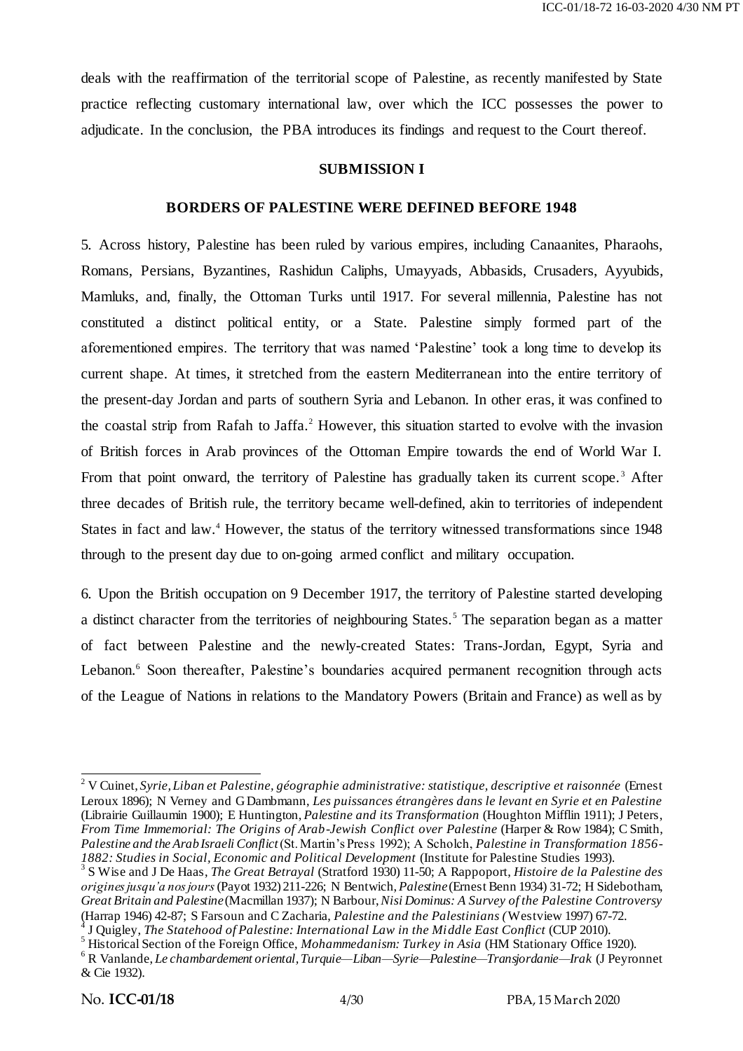deals with the reaffirmation of the territorial scope of Palestine, as recently manifested by State practice reflecting customary international law, over which the ICC possesses the power to adjudicate. In the conclusion, the PBA introduces its findings and request to the Court thereof.

## SUBMISSION I

## BORDERS OF PALESTINE WERE DEFINED BEFORE 1948

5. Across history, Palestine has been ruled by various empires, including Canaanites, Pharaohs, Romans, Persians, Byzantines, Rashidun Caliphs, Umayyads, Abbasids, Crusaders, Ayyubids, Mamluks, and, finally, the Ottoman Turks until 1917. For several millennia, Palestine has not constituted a distinct political entity, or a State. Palestine simply formed part of the aforementioned empires. The territory that was named 'Palestine' took a long time to develop its current shape. At times, it stretched from the eastern Mediterranean into the entire territory of the present-day Jordan and parts of southern Syria and Lebanon. In other eras, it was confined to the coastal strip from Rafah to Jaffa.[2] However, this situation started to evolve with the invasion of British forces in Arab provinces of the Ottoman Empire towards the end of World War I. From that point onward, the territory of Palestine has gradually taken its current scope.[3] After three decades of British rule, the territory became well-defined, akin to territories of independent States in fact and law.[4] However, the status of the territory witnessed transformations since 1948 through to the present day due to on-going armed conflict and military occupation.

6. Upon the British occupation on 9 December 1917, the territory of Palestine started developing a distinct character from the territories of neighbouring States.[5] The separation began as a matter of fact between Palestine and the newly-created States: Trans-Jordan, Egypt, Syria and Lebanon.[6] Soon thereafter, Palestine's boundaries acquired permanent recognition through acts of the League of Nations in relations to the Mandatory Powers (Britain and France) as well as by

---

[2] V Cuinet, *Syrie, Liban et Palestine, géographie administrative: statistique, descriptive et raisonnée* (Ernest Leroux 1896); N Verney and G Dambmann, *Les puissances étrangères dans le levant en Syrie et en Palestine* (Librairie Guillaumin 1900); E Huntington, *Palestine and its Transformation* (Houghton Mifflin 1911); J Peters, *From Time Immemorial: The Origins of Arab-Jewish Conflict over Palestine* (Harper & Row 1984); C Smith, *Palestine and the Arab Israeli Conflict* (St. Martin's Press 1992); A Scholch, *Palestine in Transformation 1856-1882: Studies in Social, Economic and Political Development* (Institute for Palestine Studies 1993).

[3] S Wise and J De Haas, *The Great Betrayal* (Stratford 1930) 11-50; A Rappoport, *Histoire de la Palestine des origines jusqu'a nos jours* (Payot 1932) 211-226; N Bentwich, *Palestine* (Ernest Benn 1934) 31-72; H Sidebotham, *Great Britain and Palestine* (Macmillan 1937); N Barbour, *Nisi Dominus: A Survey of the Palestine Controversy* (Harrap 1946) 42-87; S Farsoun and C Zacharia, *Palestine and the Palestinians (*Westview 1997) 67-72.

[4] J Quigley, *The Statehood of Palestine: International Law in the Middle East Conflict* (CUP 2010).

[5] Historical Section of the Foreign Office, *Mohammedanism: Turkey in Asia* (HM Stationary Office 1920).

[6] R Vanlande, *Le chambardement oriental, Turquie—Liban—Syrie—Palestine—Transjordanie—Irak* (J Peyronnet & Cie 1932).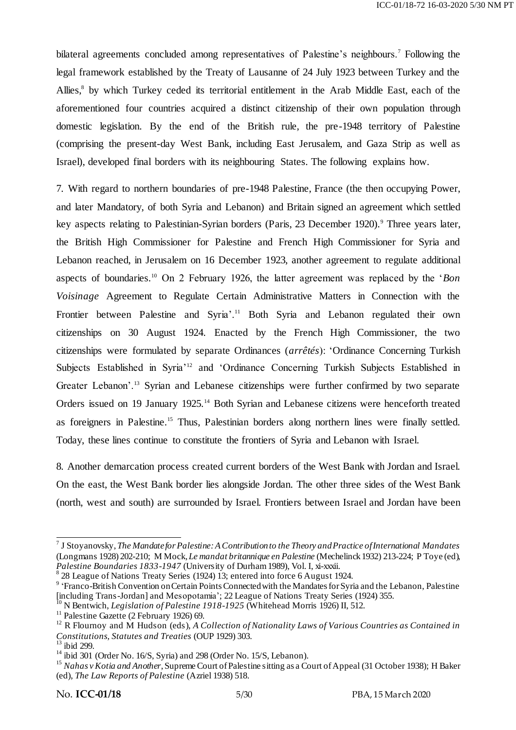bilateral agreements concluded among representatives of Palestine's neighbours.[7] Following the legal framework established by the Treaty of Lausanne of 24 July 1923 between Turkey and the Allies,[8] by which Turkey ceded its territorial entitlement in the Arab Middle East, each of the aforementioned four countries acquired a distinct citizenship of their own population through domestic legislation. By the end of the British rule, the pre-1948 territory of Palestine (comprising the present-day West Bank, including East Jerusalem, and Gaza Strip as well as Israel), developed final borders with its neighbouring States. The following explains how.

7. With regard to northern boundaries of pre-1948 Palestine, France (the then occupying Power, and later Mandatory, of both Syria and Lebanon) and Britain signed an agreement which settled key aspects relating to Palestinian-Syrian borders (Paris, 23 December 1920).[9] Three years later, the British High Commissioner for Palestine and French High Commissioner for Syria and Lebanon reached, in Jerusalem on 16 December 1923, another agreement to regulate additional aspects of boundaries.[10] On 2 February 1926, the latter agreement was replaced by the '*Bon Voisinage* Agreement to Regulate Certain Administrative Matters in Connection with the Frontier between Palestine and Syria'.[11] Both Syria and Lebanon regulated their own citizenships on 30 August 1924. Enacted by the French High Commissioner, the two citizenships were formulated by separate Ordinances (*arrêtés*): 'Ordinance Concerning Turkish Subjects Established in Syria'[12] and 'Ordinance Concerning Turkish Subjects Established in Greater Lebanon'.[13] Syrian and Lebanese citizenships were further confirmed by two separate Orders issued on 19 January 1925.[14] Both Syrian and Lebanese citizens were henceforth treated as foreigners in Palestine.[15] Thus, Palestinian borders along northern lines were finally settled. Today, these lines continue to constitute the frontiers of Syria and Lebanon with Israel.

8. Another demarcation process created current borders of the West Bank with Jordan and Israel. On the east, the West Bank border lies alongside Jordan. The other three sides of the West Bank (north, west and south) are surrounded by Israel. Frontiers between Israel and Jordan have been

---

[7] J Stoyanovsky, *The Mandate for Palestine: A Contribution to the Theory and Practice of International Mandates* (Longmans 1928) 202-210; M Mock, *Le mandat britannique en Palestine* (Mechelinck 1932) 213-224; P Toye (ed), *Palestine Boundaries 1833-1947* (University of Durham 1989), Vol. I, xi-xxxii.

[8] 28 League of Nations Treaty Series (1924) 13; entered into force 6 August 1924.

[9] 'Franco-British Convention on Certain Points Connected with the Mandates for Syria and the Lebanon, Palestine [including Trans-Jordan] and Mesopotamia'; 22 League of Nations Treaty Series (1924) 355.

[10] N Bentwich, *Legislation of Palestine 1918-1925* (Whitehead Morris 1926) II, 512.

[11] Palestine Gazette (2 February 1926) 69.

[12] R Flournoy and M Hudson (eds), *A Collection of Nationality Laws of Various Countries as Contained in Constitutions, Statutes and Treaties* (OUP 1929) 303.

[13] ibid 299.

[14] ibid 301 (Order No. 16/S, Syria) and 298 (Order No. 15/S, Lebanon).

[15] *Nahas v Kotia and Another*, Supreme Court of Palestine sitting as a Court of Appeal (31 October 1938); H Baker (ed), *The Law Reports of Palestine* (Azriel 1938) 518.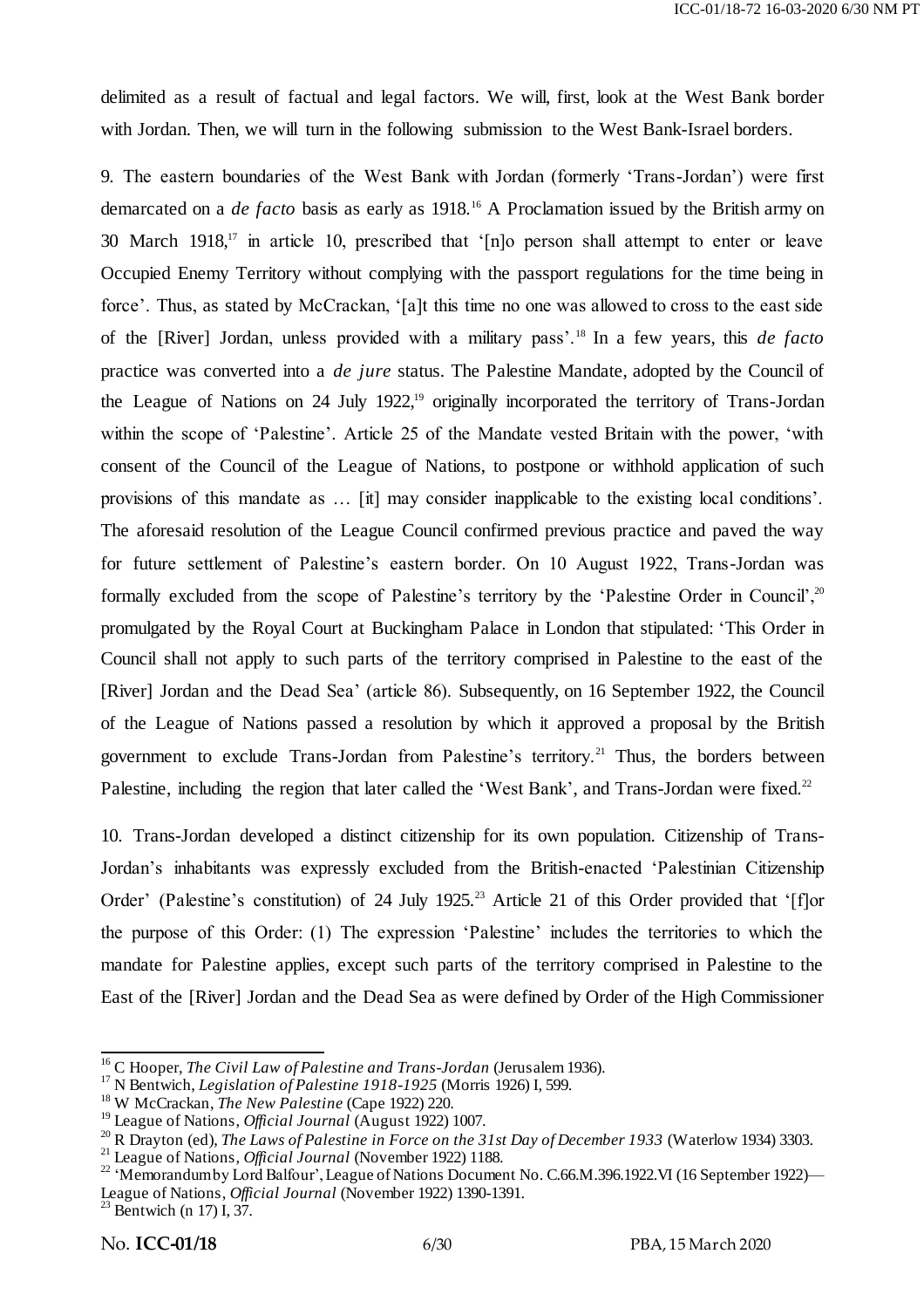delimited as a result of factual and legal factors. We will, first, look at the West Bank border with Jordan. Then, we will turn in the following submission to the West Bank-Israel borders.

9. The eastern boundaries of the West Bank with Jordan (formerly 'Trans-Jordan') were first demarcated on a *de facto* basis as early as 1918.[16] A Proclamation issued by the British army on 30 March 1918,[17] in article 10, prescribed that '[n]o person shall attempt to enter or leave Occupied Enemy Territory without complying with the passport regulations for the time being in force'. Thus, as stated by McCrackan, '[a]t this time no one was allowed to cross to the east side of the [River] Jordan, unless provided with a military pass'.[18] In a few years, this *de facto* practice was converted into a *de jure* status. The Palestine Mandate, adopted by the Council of the League of Nations on 24 July 1922,[19] originally incorporated the territory of Trans-Jordan within the scope of 'Palestine'. Article 25 of the Mandate vested Britain with the power, 'with consent of the Council of the League of Nations, to postpone or withhold application of such provisions of this mandate as … [it] may consider inapplicable to the existing local conditions'. The aforesaid resolution of the League Council confirmed previous practice and paved the way for future settlement of Palestine's eastern border. On 10 August 1922, Trans-Jordan was formally excluded from the scope of Palestine's territory by the 'Palestine Order in Council',[20] promulgated by the Royal Court at Buckingham Palace in London that stipulated: 'This Order in Council shall not apply to such parts of the territory comprised in Palestine to the east of the [River] Jordan and the Dead Sea' (article 86). Subsequently, on 16 September 1922, the Council of the League of Nations passed a resolution by which it approved a proposal by the British government to exclude Trans-Jordan from Palestine's territory.[21] Thus, the borders between Palestine, including the region that later called the 'West Bank', and Trans-Jordan were fixed.[22]

10. Trans-Jordan developed a distinct citizenship for its own population. Citizenship of Trans-Jordan's inhabitants was expressly excluded from the British-enacted 'Palestinian Citizenship Order' (Palestine's constitution) of 24 July 1925.[23] Article 21 of this Order provided that '[f]or the purpose of this Order: (1) The expression 'Palestine' includes the territories to which the mandate for Palestine applies, except such parts of the territory comprised in Palestine to the East of the [River] Jordan and the Dead Sea as were defined by Order of the High Commissioner

---

[16] C Hooper, *The Civil Law of Palestine and Trans-Jordan* (Jerusalem 1936).

[17] N Bentwich, *Legislation of Palestine 1918-1925* (Morris 1926) I, 599.

[18] W McCrackan, *The New Palestine* (Cape 1922) 220.

[19] League of Nations, *Official Journal* (August 1922) 1007.

[20] R Drayton (ed), *The Laws of Palestine in Force on the 31st Day of December 1933* (Waterlow 1934) 3303.

[21] League of Nations, *Official Journal* (November 1922) 1188.

[22] 'Memorandum by Lord Balfour', League of Nations Document No. C.66.M.396.1922.VI (16 September 1922)—League of Nations, *Official Journal* (November 1922) 1390-1391.

[23] Bentwich (n 17) I, 37.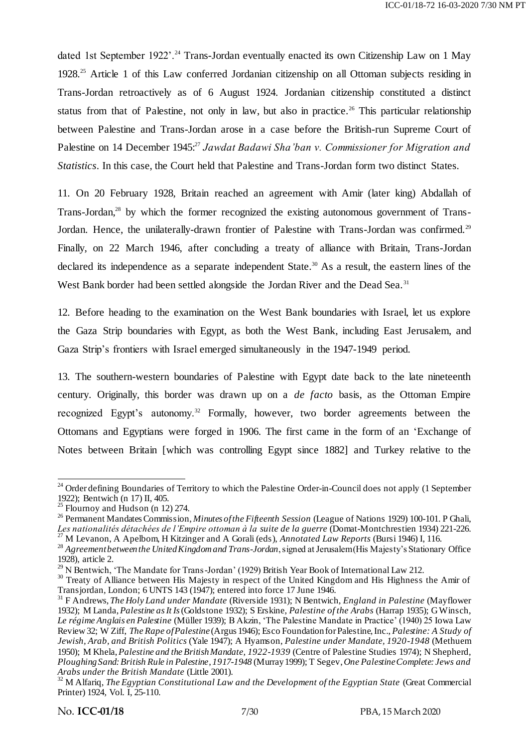dated 1st September 1922'.[24] Trans-Jordan eventually enacted its own Citizenship Law on 1 May 1928.[25] Article 1 of this Law conferred Jordanian citizenship on all Ottoman subjects residing in Trans-Jordan retroactively as of 6 August 1924. Jordanian citizenship constituted a distinct status from that of Palestine, not only in law, but also in practice.[26] This particular relationship between Palestine and Trans-Jordan arose in a case before the British-run Supreme Court of Palestine on 14 December 1945:[27] *Jawdat Badawi Sha'ban v. Commissioner for Migration and Statistics*. In this case, the Court held that Palestine and Trans-Jordan form two distinct States.

11. On 20 February 1928, Britain reached an agreement with Amir (later king) Abdallah of Trans-Jordan,[28] by which the former recognized the existing autonomous government of Trans-Jordan. Hence, the unilaterally-drawn frontier of Palestine with Trans-Jordan was confirmed.[29] Finally, on 22 March 1946, after concluding a treaty of alliance with Britain, Trans-Jordan declared its independence as a separate independent State.[30] As a result, the eastern lines of the West Bank border had been settled alongside the Jordan River and the Dead Sea.[31]

12. Before heading to the examination on the West Bank boundaries with Israel, let us explore the Gaza Strip boundaries with Egypt, as both the West Bank, including East Jerusalem, and Gaza Strip's frontiers with Israel emerged simultaneously in the 1947-1949 period.

13. The southern-western boundaries of Palestine with Egypt date back to the late nineteenth century. Originally, this border was drawn up on a *de facto* basis, as the Ottoman Empire recognized Egypt's autonomy.[32] Formally, however, two border agreements between the Ottomans and Egyptians were forged in 1906. The first came in the form of an 'Exchange of Notes between Britain [which was controlling Egypt since 1882] and Turkey relative to the

---

[24] Order defining Boundaries of Territory to which the Palestine Order-in-Council does not apply (1 September 1922); Bentwich (n 17) II, 405.

[25] Flournoy and Hudson (n 12) 274.

[26] Permanent Mandates Commission, *Minutes of the Fifteenth Session* (League of Nations 1929) 100-101. P Ghali, *Les nationalités détachées de l'Empire ottoman à la suite de la guerre* (Domat-Montchrestien 1934) 221-226.

[27] M Levanon, A Apelbom, H Kitzinger and A Gorali (eds), *Annotated Law Reports* (Bursi 1946) I, 116.

[28] *Agreement between the United Kingdom and Trans-Jordan*, signed at Jerusalem (His Majesty's Stationary Office 1928), article 2.

[29] N Bentwich, 'The Mandate for Trans-Jordan' (1929) British Year Book of International Law 212.

[30] Treaty of Alliance between His Majesty in respect of the United Kingdom and His Highness the Amir of Transjordan, London; 6 UNTS 143 (1947); entered into force 17 June 1946.

[31] F Andrews, *The Holy Land under Mandate* (Riverside 1931); N Bentwich, *England in Palestine* (Mayflower 1932); M Landa, *Palestine as It Is* (Goldstone 1932); S Erskine, *Palestine of the Arabs* (Harrap 1935); G Winsch, *Le régime Anglais en Palestine* (Müller 1939); B Akzin, 'The Palestine Mandate in Practice' (1940) 25 Iowa Law Review 32; W Ziff, *The Rape of Palestine* (Argus 1946); Esco Foundation for Palestine, Inc., *Palestine: A Study of Jewish, Arab, and British Politics* (Yale 1947); A Hyamson, *Palestine under Mandate, 1920-1948* (Methuem 1950); M Khela, *Palestine and the British Mandate, 1922-1939* (Centre of Palestine Studies 1974); N Shepherd, *Ploughing Sand: British Rule in Palestine, 1917-1948* (Murray 1999); T Segev, *One Palestine Complete: Jews and Arabs under the British Mandate* (Little 2001).

[32] M Alfariq, *The Egyptian Constitutional Law and the Development of the Egyptian State* (Great Commercial Printer) 1924, Vol. I, 25-110.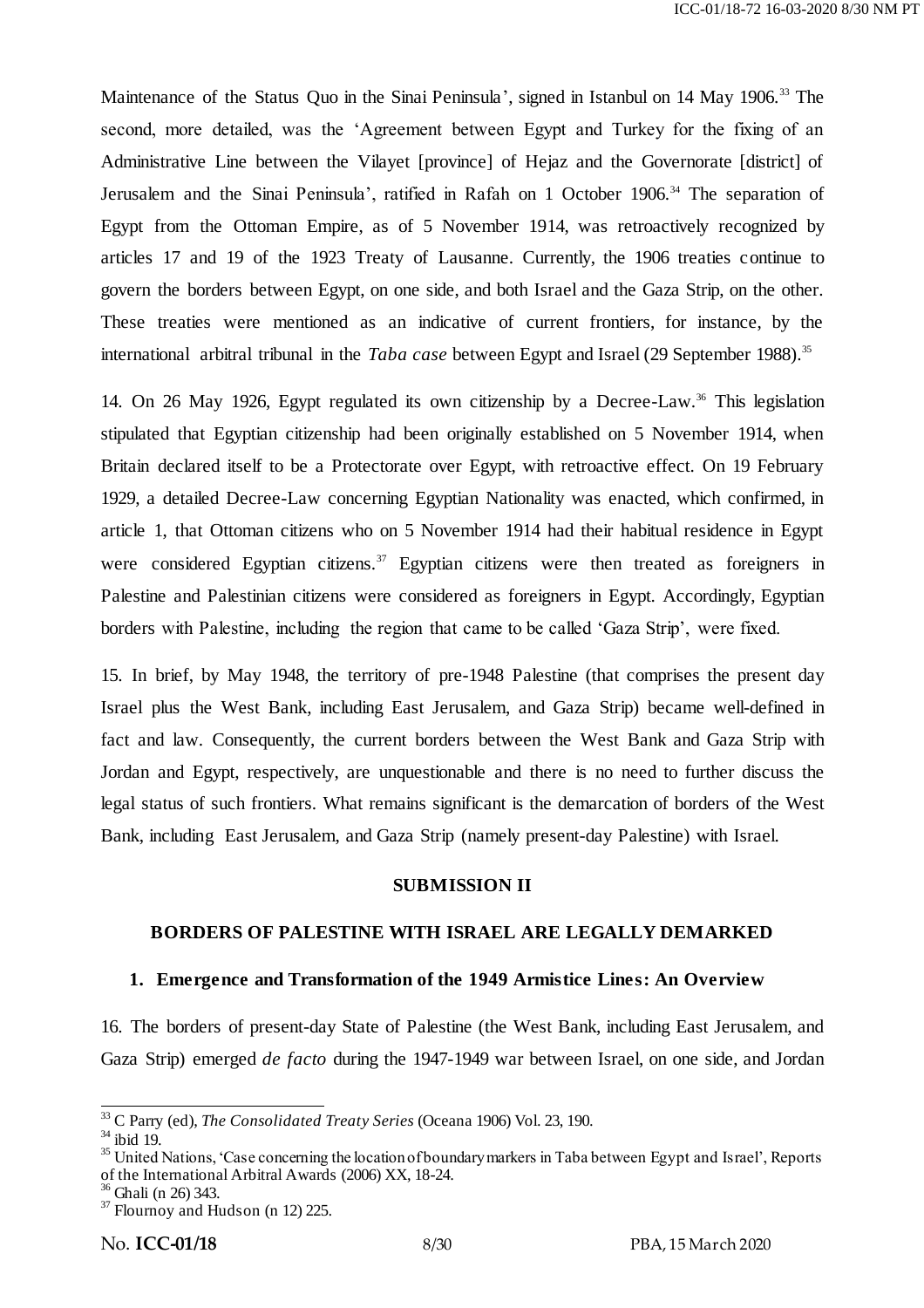Maintenance of the Status Quo in the Sinai Peninsula', signed in Istanbul on 14 May 1906.[33] The second, more detailed, was the 'Agreement between Egypt and Turkey for the fixing of an Administrative Line between the Vilayet [province] of Hejaz and the Governorate [district] of Jerusalem and the Sinai Peninsula', ratified in Rafah on 1 October 1906.[34] The separation of Egypt from the Ottoman Empire, as of 5 November 1914, was retroactively recognized by articles 17 and 19 of the 1923 Treaty of Lausanne. Currently, the 1906 treaties continue to govern the borders between Egypt, on one side, and both Israel and the Gaza Strip, on the other. These treaties were mentioned as an indicative of current frontiers, for instance, by the international arbitral tribunal in the *Taba case* between Egypt and Israel (29 September 1988).[35]

14. On 26 May 1926, Egypt regulated its own citizenship by a Decree-Law.[36] This legislation stipulated that Egyptian citizenship had been originally established on 5 November 1914, when Britain declared itself to be a Protectorate over Egypt, with retroactive effect. On 19 February 1929, a detailed Decree-Law concerning Egyptian Nationality was enacted, which confirmed, in article 1, that Ottoman citizens who on 5 November 1914 had their habitual residence in Egypt were considered Egyptian citizens.[37] Egyptian citizens were then treated as foreigners in Palestine and Palestinian citizens were considered as foreigners in Egypt. Accordingly, Egyptian borders with Palestine, including the region that came to be called 'Gaza Strip', were fixed.

15. In brief, by May 1948, the territory of pre-1948 Palestine (that comprises the present day Israel plus the West Bank, including East Jerusalem, and Gaza Strip) became well-defined in fact and law. Consequently, the current borders between the West Bank and Gaza Strip with Jordan and Egypt, respectively, are unquestionable and there is no need to further discuss the legal status of such frontiers. What remains significant is the demarcation of borders of the West Bank, including East Jerusalem, and Gaza Strip (namely present-day Palestine) with Israel.

## SUBMISSION II

## BORDERS OF PALESTINE WITH ISRAEL ARE LEGALLY DEMARKED

### 1. Emergence and Transformation of the 1949 Armistice Lines: An Overview

16. The borders of present-day State of Palestine (the West Bank, including East Jerusalem, and Gaza Strip) emerged *de facto* during the 1947-1949 war between Israel, on one side, and Jordan

---

[33] C Parry (ed), *The Consolidated Treaty Series* (Oceana 1906) Vol. 23, 190.

[34] ibid 19.

[35] United Nations, 'Case concerning the location of boundary markers in Taba between Egypt and Israel', Reports of the International Arbitral Awards (2006) XX, 18-24.

[36] Ghali (n 26) 343.

[37] Flournoy and Hudson (n 12) 225.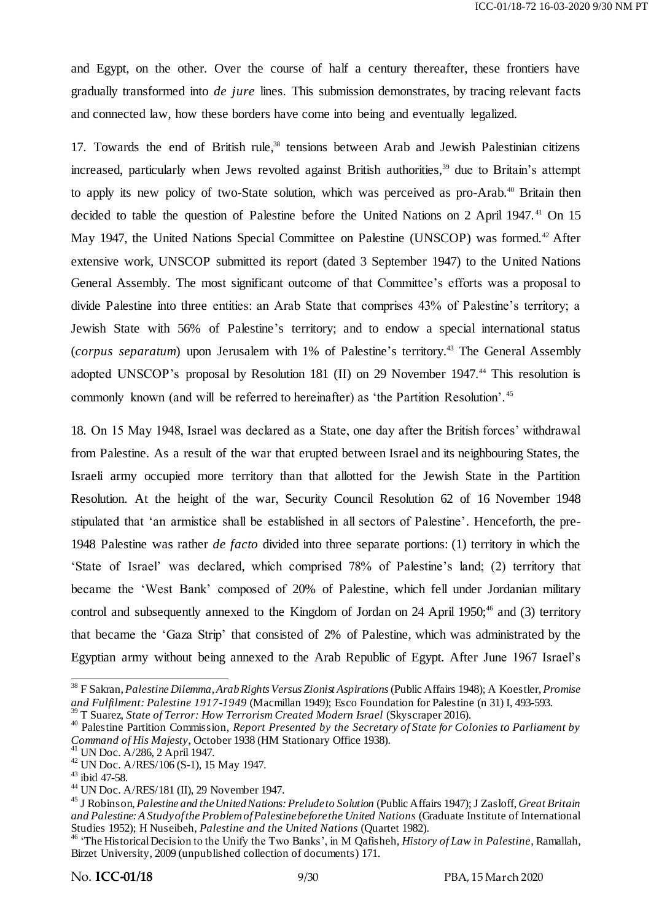and Egypt, on the other. Over the course of half a century thereafter, these frontiers have gradually transformed into *de jure* lines. This submission demonstrates, by tracing relevant facts and connected law, how these borders have come into being and eventually legalized.

17. Towards the end of British rule,[38] tensions between Arab and Jewish Palestinian citizens increased, particularly when Jews revolted against British authorities,[39] due to Britain's attempt to apply its new policy of two-State solution, which was perceived as pro-Arab.[40] Britain then decided to table the question of Palestine before the United Nations on 2 April 1947.[41] On 15 May 1947, the United Nations Special Committee on Palestine (UNSCOP) was formed.[42] After extensive work, UNSCOP submitted its report (dated 3 September 1947) to the United Nations General Assembly. The most significant outcome of that Committee's efforts was a proposal to divide Palestine into three entities: an Arab State that comprises 43% of Palestine's territory; a Jewish State with 56% of Palestine's territory; and to endow a special international status (*corpus separatum*) upon Jerusalem with 1% of Palestine's territory.[43] The General Assembly adopted UNSCOP's proposal by Resolution 181 (II) on 29 November 1947.[44] This resolution is commonly known (and will be referred to hereinafter) as 'the Partition Resolution'.[45]

18. On 15 May 1948, Israel was declared as a State, one day after the British forces' withdrawal from Palestine. As a result of the war that erupted between Israel and its neighbouring States, the Israeli army occupied more territory than that allotted for the Jewish State in the Partition Resolution. At the height of the war, Security Council Resolution 62 of 16 November 1948 stipulated that 'an armistice shall be established in all sectors of Palestine'. Henceforth, the pre-1948 Palestine was rather *de facto* divided into three separate portions: (1) territory in which the 'State of Israel' was declared, which comprised 78% of Palestine's land; (2) territory that became the 'West Bank' composed of 20% of Palestine, which fell under Jordanian military control and subsequently annexed to the Kingdom of Jordan on 24 April 1950;[46] and (3) territory that became the 'Gaza Strip' that consisted of 2% of Palestine, which was administrated by the Egyptian army without being annexed to the Arab Republic of Egypt. After June 1967 Israel's

---

[38] F Sakran, *Palestine Dilemma, Arab Rights Versus Zionist Aspirations* (Public Affairs 1948); A Koestler, *Promise and Fulfilment: Palestine 1917-1949* (Macmillan 1949); Esco Foundation for Palestine (n 31) I, 493-593.

[39] T Suarez, *State of Terror: How Terrorism Created Modern Israel* (Skyscraper 2016).

[40] Palestine Partition Commission, *Report Presented by the Secretary of State for Colonies to Parliament by Command of His Majesty*, October 1938 (HM Stationary Office 1938).

[41] UN Doc. A/286, 2 April 1947.

[42] UN Doc. A/RES/106 (S-1), 15 May 1947.

[43] ibid 47-58.

[44] UN Doc. A/RES/181 (II), 29 November 1947.

[45] J Robinson, *Palestine and the United Nations: Prelude to Solution* (Public Affairs 1947); J Zasloff, *Great Britain and Palestine: A Study of the Problem of Palestine before the United Nations* (Graduate Institute of International Studies 1952); H Nuseibeh, *Palestine and the United Nations* (Quartet 1982).

[46] 'The Historical Decision to the Unify the Two Banks', in M Qafisheh, *History of Law in Palestine*, Ramallah, Birzet University, 2009 (unpublished collection of documents) 171.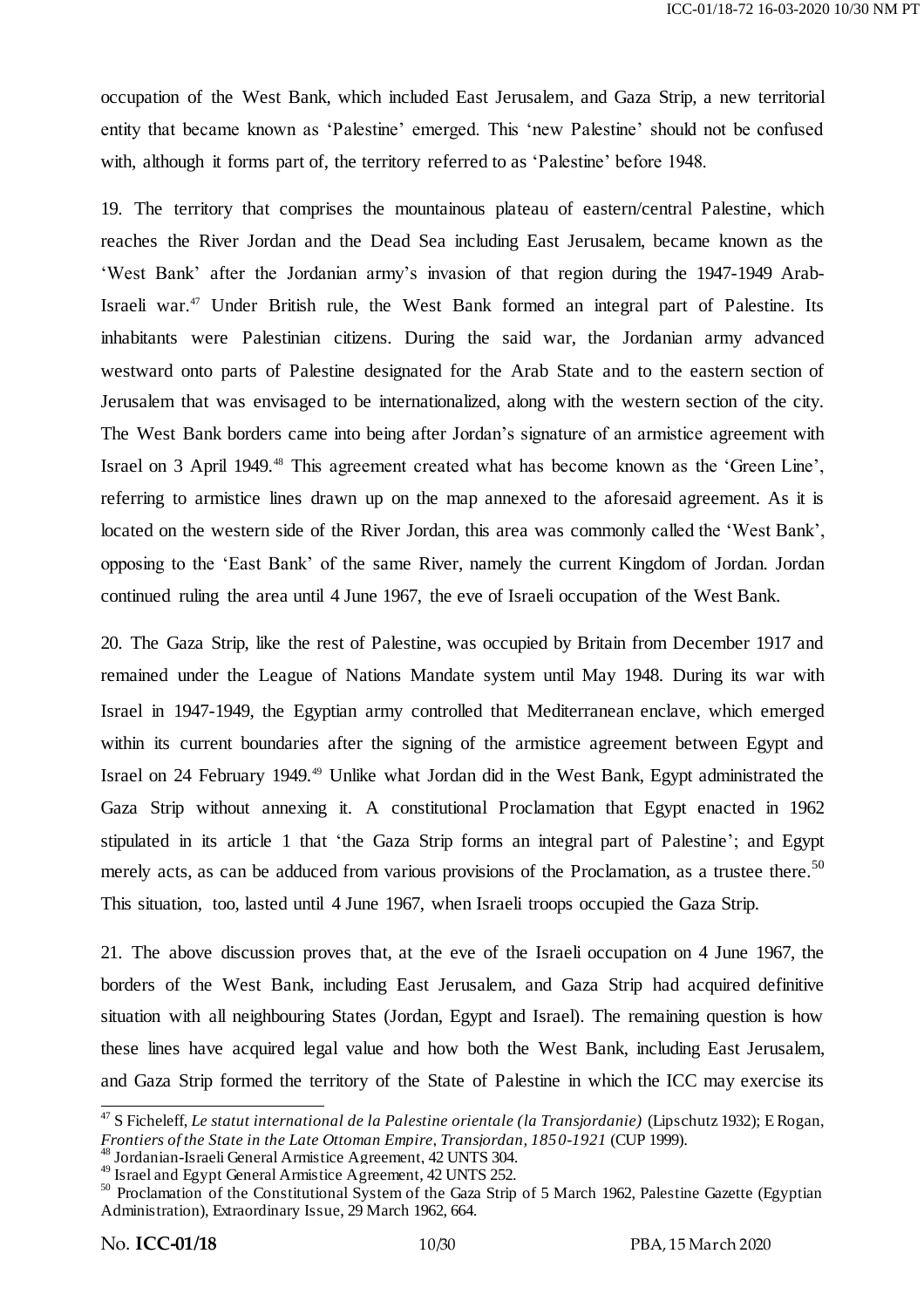occupation of the West Bank, which included East Jerusalem, and Gaza Strip, a new territorial entity that became known as 'Palestine' emerged. This 'new Palestine' should not be confused with, although it forms part of, the territory referred to as 'Palestine' before 1948.

19. The territory that comprises the mountainous plateau of eastern/central Palestine, which reaches the River Jordan and the Dead Sea including East Jerusalem, became known as the 'West Bank' after the Jordanian army's invasion of that region during the 1947-1949 Arab-Israeli war.[47] Under British rule, the West Bank formed an integral part of Palestine. Its inhabitants were Palestinian citizens. During the said war, the Jordanian army advanced westward onto parts of Palestine designated for the Arab State and to the eastern section of Jerusalem that was envisaged to be internationalized, along with the western section of the city. The West Bank borders came into being after Jordan's signature of an armistice agreement with Israel on 3 April 1949.[48] This agreement created what has become known as the 'Green Line', referring to armistice lines drawn up on the map annexed to the aforesaid agreement. As it is located on the western side of the River Jordan, this area was commonly called the 'West Bank', opposing to the 'East Bank' of the same River, namely the current Kingdom of Jordan. Jordan continued ruling the area until 4 June 1967, the eve of Israeli occupation of the West Bank.

20. The Gaza Strip, like the rest of Palestine, was occupied by Britain from December 1917 and remained under the League of Nations Mandate system until May 1948. During its war with Israel in 1947-1949, the Egyptian army controlled that Mediterranean enclave, which emerged within its current boundaries after the signing of the armistice agreement between Egypt and Israel on 24 February 1949.[49] Unlike what Jordan did in the West Bank, Egypt administrated the Gaza Strip without annexing it. A constitutional Proclamation that Egypt enacted in 1962 stipulated in its article 1 that 'the Gaza Strip forms an integral part of Palestine'; and Egypt merely acts, as can be adduced from various provisions of the Proclamation, as a trustee there.[50] This situation, too, lasted until 4 June 1967, when Israeli troops occupied the Gaza Strip.

21. The above discussion proves that, at the eve of the Israeli occupation on 4 June 1967, the borders of the West Bank, including East Jerusalem, and Gaza Strip had acquired definitive situation with all neighbouring States (Jordan, Egypt and Israel). The remaining question is how these lines have acquired legal value and how both the West Bank, including East Jerusalem, and Gaza Strip formed the territory of the State of Palestine in which the ICC may exercise its

---

[47] S Ficheleff, *Le statut international de la Palestine orientale (la Transjordanie)* (Lipschutz 1932); E Rogan, *Frontiers of the State in the Late Ottoman Empire, Transjordan, 1850-1921* (CUP 1999).

[48] Jordanian-Israeli General Armistice Agreement, 42 UNTS 304.

[49] Israel and Egypt General Armistice Agreement, 42 UNTS 252.

[50] Proclamation of the Constitutional System of the Gaza Strip of 5 March 1962, Palestine Gazette (Egyptian Administration), Extraordinary Issue, 29 March 1962, 664.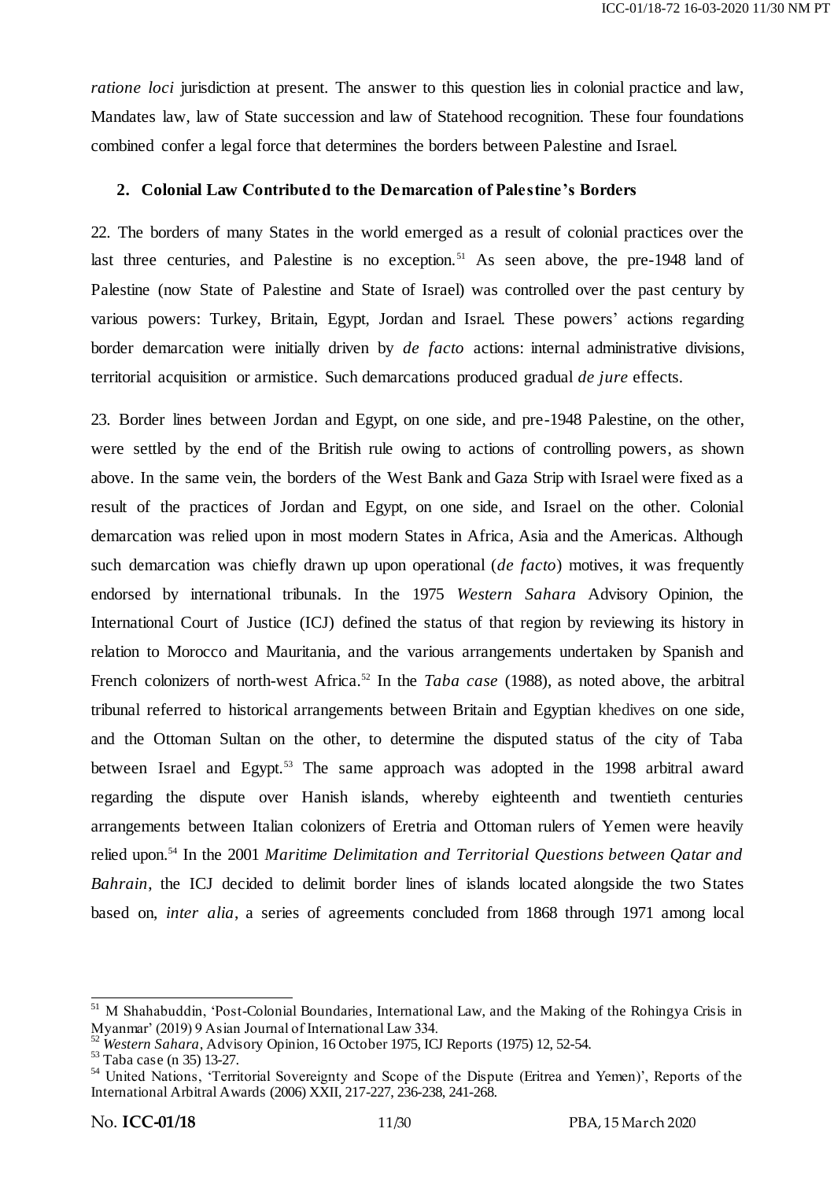*ratione loci* jurisdiction at present. The answer to this question lies in colonial practice and law, Mandates law, law of State succession and law of Statehood recognition. These four foundations combined confer a legal force that determines the borders between Palestine and Israel.

## 2. Colonial Law Contributed to the Demarcation of Palestine's Borders

22. The borders of many States in the world emerged as a result of colonial practices over the last three centuries, and Palestine is no exception.[51] As seen above, the pre-1948 land of Palestine (now State of Palestine and State of Israel) was controlled over the past century by various powers: Turkey, Britain, Egypt, Jordan and Israel. These powers' actions regarding border demarcation were initially driven by *de facto* actions: internal administrative divisions, territorial acquisition or armistice. Such demarcations produced gradual *de jure* effects.

23. Border lines between Jordan and Egypt, on one side, and pre-1948 Palestine, on the other, were settled by the end of the British rule owing to actions of controlling powers, as shown above. In the same vein, the borders of the West Bank and Gaza Strip with Israel were fixed as a result of the practices of Jordan and Egypt, on one side, and Israel on the other. Colonial demarcation was relied upon in most modern States in Africa, Asia and the Americas. Although such demarcation was chiefly drawn up upon operational (*de facto*) motives, it was frequently endorsed by international tribunals. In the 1975 *Western Sahara* Advisory Opinion, the International Court of Justice (ICJ) defined the status of that region by reviewing its history in relation to Morocco and Mauritania, and the various arrangements undertaken by Spanish and French colonizers of north-west Africa.[52] In the *Taba case* (1988), as noted above, the arbitral tribunal referred to historical arrangements between Britain and Egyptian khedives on one side, and the Ottoman Sultan on the other, to determine the disputed status of the city of Taba between Israel and Egypt.[53] The same approach was adopted in the 1998 arbitral award regarding the dispute over Hanish islands, whereby eighteenth and twentieth centuries arrangements between Italian colonizers of Eretria and Ottoman rulers of Yemen were heavily relied upon.[54] In the 2001 *Maritime Delimitation and Territorial Questions between Qatar and Bahrain*, the ICJ decided to delimit border lines of islands located alongside the two States based on, *inter alia*, a series of agreements concluded from 1868 through 1971 among local

---

[51] M Shahabuddin, 'Post-Colonial Boundaries, International Law, and the Making of the Rohingya Crisis in Myanmar' (2019) 9 Asian Journal of International Law 334.

[52] *Western Sahara*, Advisory Opinion, 16 October 1975, ICJ Reports (1975) 12, 52-54.

[53] Taba case (n 35) 13-27.

[54] United Nations, 'Territorial Sovereignty and Scope of the Dispute (Eritrea and Yemen)', Reports of the International Arbitral Awards (2006) XXII, 217-227, 236-238, 241-268.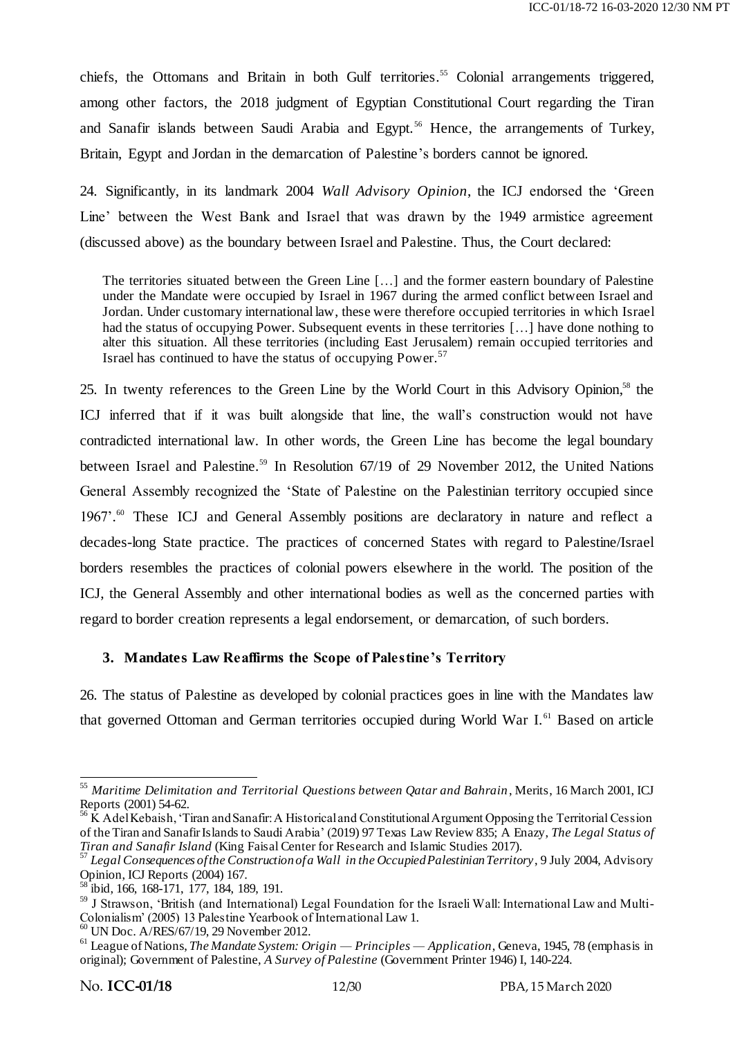chiefs, the Ottomans and Britain in both Gulf territories.[55] Colonial arrangements triggered, among other factors, the 2018 judgment of Egyptian Constitutional Court regarding the Tiran and Sanafir islands between Saudi Arabia and Egypt.[56] Hence, the arrangements of Turkey, Britain, Egypt and Jordan in the demarcation of Palestine's borders cannot be ignored.

24. Significantly, in its landmark 2004 *Wall Advisory Opinion*, the ICJ endorsed the 'Green Line' between the West Bank and Israel that was drawn by the 1949 armistice agreement (discussed above) as the boundary between Israel and Palestine. Thus, the Court declared:

> The territories situated between the Green Line […] and the former eastern boundary of Palestine under the Mandate were occupied by Israel in 1967 during the armed conflict between Israel and Jordan. Under customary international law, these were therefore occupied territories in which Israel had the status of occupying Power. Subsequent events in these territories […] have done nothing to alter this situation. All these territories (including East Jerusalem) remain occupied territories and Israel has continued to have the status of occupying Power.[57]

25. In twenty references to the Green Line by the World Court in this Advisory Opinion,[58] the ICJ inferred that if it was built alongside that line, the wall's construction would not have contradicted international law. In other words, the Green Line has become the legal boundary between Israel and Palestine.[59] In Resolution 67/19 of 29 November 2012, the United Nations General Assembly recognized the 'State of Palestine on the Palestinian territory occupied since 1967'.[60] These ICJ and General Assembly positions are declaratory in nature and reflect a decades-long State practice. The practices of concerned States with regard to Palestine/Israel borders resembles the practices of colonial powers elsewhere in the world. The position of the ICJ, the General Assembly and other international bodies as well as the concerned parties with regard to border creation represents a legal endorsement, or demarcation, of such borders.

### 3. Mandates Law Reaffirms the Scope of Palestine's Territory

26. The status of Palestine as developed by colonial practices goes in line with the Mandates law that governed Ottoman and German territories occupied during World War I.[61] Based on article

---

[55] *Maritime Delimitation and Territorial Questions between Qatar and Bahrain*, Merits, 16 March 2001, ICJ Reports (2001) 54-62.

[56] K Adel Kebaish, 'Tiran and Sanafir: A Historical and Constitutional Argument Opposing the Territorial Cession of the Tiran and Sanafir Islands to Saudi Arabia' (2019) 97 Texas Law Review 835; A Enazy, *The Legal Status of Tiran and Sanafir Island* (King Faisal Center for Research and Islamic Studies 2017).

[57] *Legal Consequences of the Construction of a Wall in the Occupied Palestinian Territory*, 9 July 2004, Advisory Opinion, ICJ Reports (2004) 167.

[58] ibid, 166, 168-171, 177, 184, 189, 191.

[59] J Strawson, 'British (and International) Legal Foundation for the Israeli Wall: International Law and Multi-Colonialism' (2005) 13 Palestine Yearbook of International Law 1.

[60] UN Doc. A/RES/67/19, 29 November 2012.

[61] League of Nations, *The Mandate System: Origin — Principles — Application*, Geneva, 1945, 78 (emphasis in original); Government of Palestine, *A Survey of Palestine* (Government Printer 1946) I, 140-224.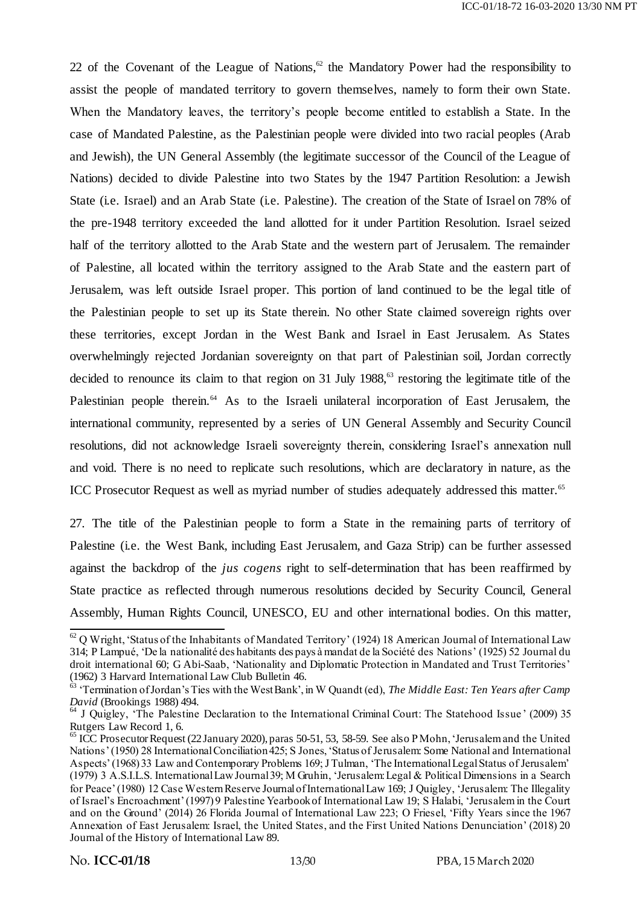22 of the Covenant of the League of Nations,[62] the Mandatory Power had the responsibility to assist the people of mandated territory to govern themselves, namely to form their own State. When the Mandatory leaves, the territory's people become entitled to establish a State. In the case of Mandated Palestine, as the Palestinian people were divided into two racial peoples (Arab and Jewish), the UN General Assembly (the legitimate successor of the Council of the League of Nations) decided to divide Palestine into two States by the 1947 Partition Resolution: a Jewish State (i.e. Israel) and an Arab State (i.e. Palestine). The creation of the State of Israel on 78% of the pre-1948 territory exceeded the land allotted for it under Partition Resolution. Israel seized half of the territory allotted to the Arab State and the western part of Jerusalem. The remainder of Palestine, all located within the territory assigned to the Arab State and the eastern part of Jerusalem, was left outside Israel proper. This portion of land continued to be the legal title of the Palestinian people to set up its State therein. No other State claimed sovereign rights over these territories, except Jordan in the West Bank and Israel in East Jerusalem. As States overwhelmingly rejected Jordanian sovereignty on that part of Palestinian soil, Jordan correctly decided to renounce its claim to that region on 31 July 1988,[63] restoring the legitimate title of the Palestinian people therein.[64] As to the Israeli unilateral incorporation of East Jerusalem, the international community, represented by a series of UN General Assembly and Security Council resolutions, did not acknowledge Israeli sovereignty therein, considering Israel's annexation null and void. There is no need to replicate such resolutions, which are declaratory in nature, as the ICC Prosecutor Request as well as myriad number of studies adequately addressed this matter.[65]

27. The title of the Palestinian people to form a State in the remaining parts of territory of Palestine (i.e. the West Bank, including East Jerusalem, and Gaza Strip) can be further assessed against the backdrop of the *jus cogens* right to self-determination that has been reaffirmed by State practice as reflected through numerous resolutions decided by Security Council, General Assembly, Human Rights Council, UNESCO, EU and other international bodies. On this matter,

---

[62] Q Wright, 'Status of the Inhabitants of Mandated Territory' (1924) 18 American Journal of International Law 314; P Lampué, 'De la nationalité des habitants des pays à mandat de la Société des Nations' (1925) 52 Journal du droit international 60; G Abi-Saab, 'Nationality and Diplomatic Protection in Mandated and Trust Territories' (1962) 3 Harvard International Law Club Bulletin 46.

[63] 'Termination of Jordan's Ties with the West Bank', in W Quandt (ed), *The Middle East: Ten Years after Camp David* (Brookings 1988) 494.

[64] J Quigley, 'The Palestine Declaration to the International Criminal Court: The Statehood Issue' (2009) 35 Rutgers Law Record 1, 6.

[65] ICC Prosecutor Request (22 January 2020), paras 50-51, 53, 58-59. See also P Mohn, 'Jerusalem and the United Nations' (1950) 28 International Conciliation 425; S Jones, 'Status of Jerusalem: Some National and International Aspects' (1968) 33 Law and Contemporary Problems 169; J Tulman, 'The International Legal Status of Jerusalem' (1979) 3 A.S.I.L.S. International Law Journal 39; M Gruhin, 'Jerusalem: Legal & Political Dimensions in a Search for Peace' (1980) 12 Case Western Reserve Journal of International Law 169; J Quigley, 'Jerusalem: The Illegality of Israel's Encroachment' (1997) 9 Palestine Yearbook of International Law 19; S Halabi, 'Jerusalem in the Court and on the Ground' (2014) 26 Florida Journal of International Law 223; O Friesel, 'Fifty Years since the 1967 Annexation of East Jerusalem: Israel, the United States, and the First United Nations Denunciation' (2018) 20 Journal of the History of International Law 89.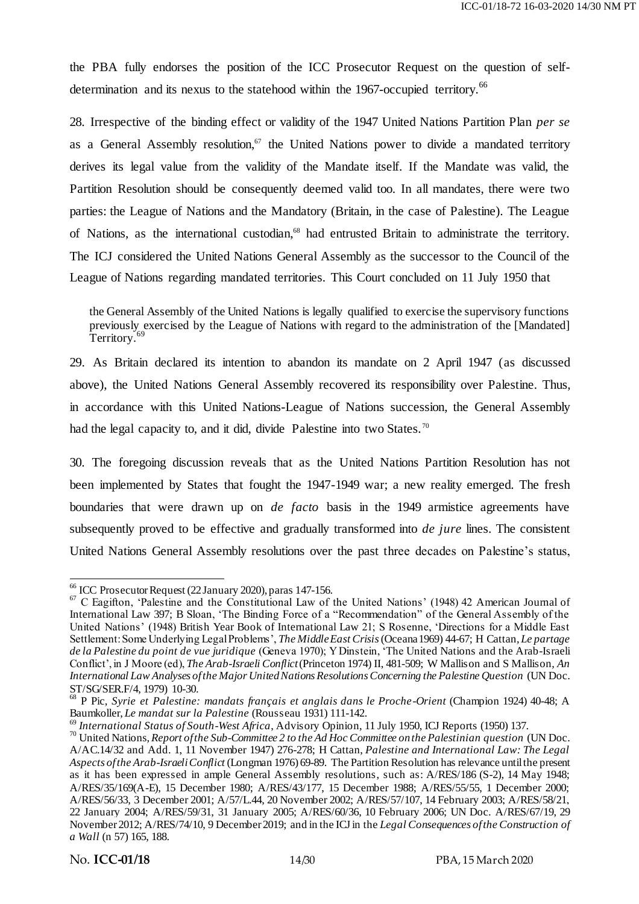the PBA fully endorses the position of the ICC Prosecutor Request on the question of self-determination and its nexus to the statehood within the 1967-occupied territory.[66]

28. Irrespective of the binding effect or validity of the 1947 United Nations Partition Plan *per se* as a General Assembly resolution,[67] the United Nations power to divide a mandated territory derives its legal value from the validity of the Mandate itself. If the Mandate was valid, the Partition Resolution should be consequently deemed valid too. In all mandates, there were two parties: the League of Nations and the Mandatory (Britain, in the case of Palestine). The League of Nations, as the international custodian,[68] had entrusted Britain to administrate the territory. The ICJ considered the United Nations General Assembly as the successor to the Council of the League of Nations regarding mandated territories. This Court concluded on 11 July 1950 that

> the General Assembly of the United Nations is legally qualified to exercise the supervisory functions previously exercised by the League of Nations with regard to the administration of the [Mandated] Territory.[69]

29. As Britain declared its intention to abandon its mandate on 2 April 1947 (as discussed above), the United Nations General Assembly recovered its responsibility over Palestine. Thus, in accordance with this United Nations-League of Nations succession, the General Assembly had the legal capacity to, and it did, divide Palestine into two States.[70]

30. The foregoing discussion reveals that as the United Nations Partition Resolution has not been implemented by States that fought the 1947-1949 war; a new reality emerged. The fresh boundaries that were drawn up on *de facto* basis in the 1949 armistice agreements have subsequently proved to be effective and gradually transformed into *de jure* lines. The consistent United Nations General Assembly resolutions over the past three decades on Palestine's status,

---

[66] ICC Prosecutor Request (22 January 2020), paras 147-156.

[67] C Eagifton, 'Palestine and the Constitutional Law of the United Nations' (1948) 42 American Journal of International Law 397; B Sloan, 'The Binding Force of a "Recommendation" of the General Assembly of the United Nations' (1948) British Year Book of International Law 21; S Rosenne, 'Directions for a Middle East Settlement: Some Underlying Legal Problems', *The Middle East Crisis* (Oceana 1969) 44-67; H Cattan, *Le partage de la Palestine du point de vue juridique* (Geneva 1970); Y Dinstein, 'The United Nations and the Arab-Israeli Conflict', in J Moore (ed), *The Arab-Israeli Conflict* (Princeton 1974) II, 481-509; W Mallison and S Mallison, *An International Law Analyses of the Major United Nations Resolutions Concerning the Palestine Question* (UN Doc. ST/SG/SER.F/4, 1979) 10-30.

[68] P Pic, *Syrie et Palestine: mandats français et anglais dans le Proche-Orient* (Champion 1924) 40-48; A Baumkoller, *Le mandat sur la Palestine* (Rousseau 1931) 111-142.

[69] *International Status of South-West Africa*, Advisory Opinion, 11 July 1950, ICJ Reports (1950) 137.

[70] United Nations, *Report of the Sub-Committee 2 to the Ad Hoc Committee on the Palestinian question* (UN Doc. A/AC.14/32 and Add. 1, 11 November 1947) 276-278; H Cattan, *Palestine and International Law: The Legal Aspects of the Arab-Israeli Conflict* (Longman 1976) 69-89. The Partition Resolution has relevance until the present as it has been expressed in ample General Assembly resolutions, such as: A/RES/186 (S-2), 14 May 1948; A/RES/35/169(A-E), 15 December 1980; A/RES/43/177, 15 December 1988; A/RES/55/55, 1 December 2000; A/RES/56/33, 3 December 2001; A/57/L.44, 20 November 2002; A/RES/57/107, 14 February 2003; A/RES/58/21, 22 January 2004; A/RES/59/31, 31 January 2005; A/RES/60/36, 10 February 2006; UN Doc. A/RES/67/19, 29 November 2012; A/RES/74/10, 9 December 2019; and in the ICJ in the *Legal Consequences of the Construction of a Wall* (n 57) 165, 188.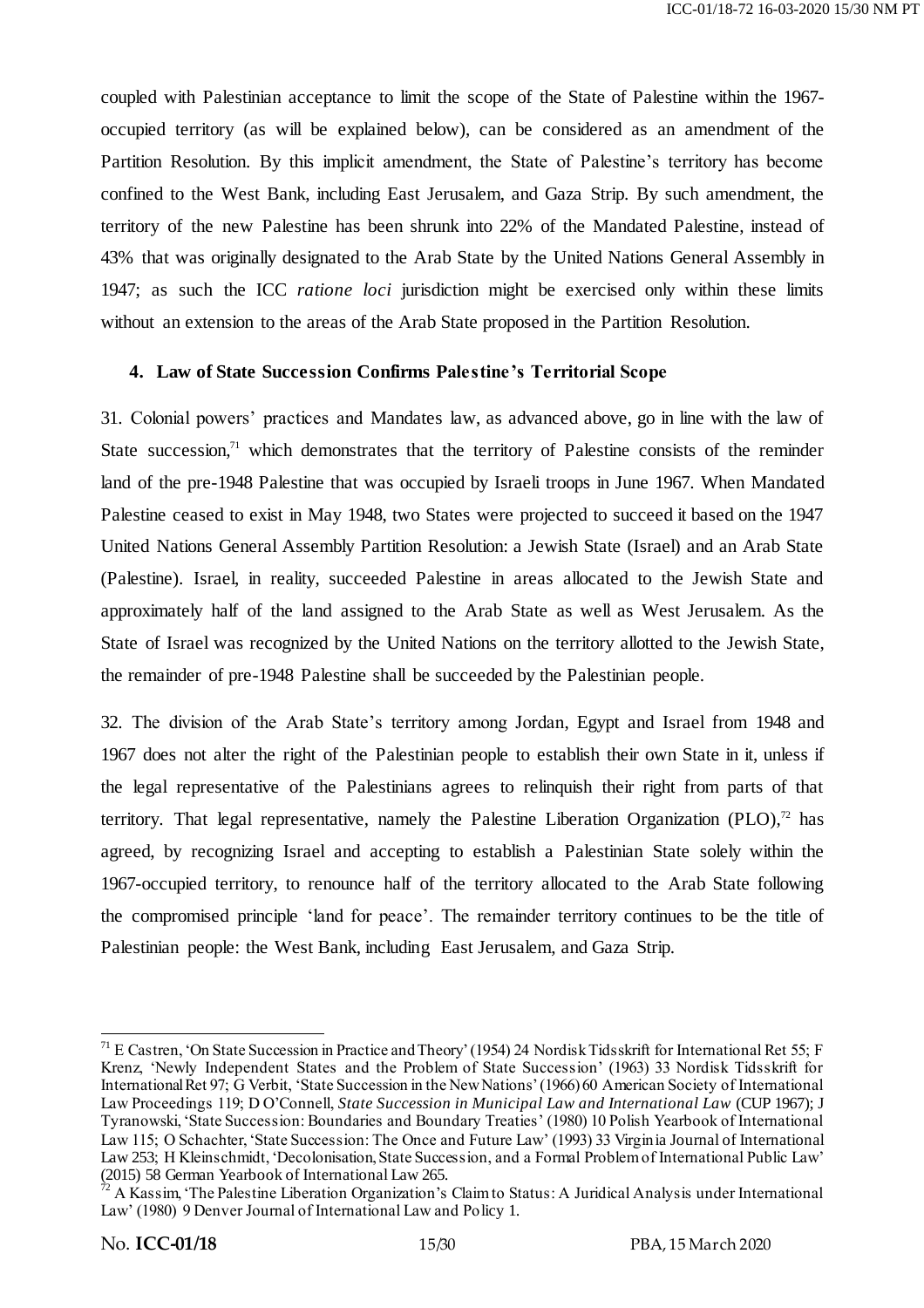coupled with Palestinian acceptance to limit the scope of the State of Palestine within the 1967-occupied territory (as will be explained below), can be considered as an amendment of the Partition Resolution. By this implicit amendment, the State of Palestine's territory has become confined to the West Bank, including East Jerusalem, and Gaza Strip. By such amendment, the territory of the new Palestine has been shrunk into 22% of the Mandated Palestine, instead of 43% that was originally designated to the Arab State by the United Nations General Assembly in 1947; as such the ICC *ratione loci* jurisdiction might be exercised only within these limits without an extension to the areas of the Arab State proposed in the Partition Resolution.

### 4. Law of State Succession Confirms Palestine's Territorial Scope

31. Colonial powers' practices and Mandates law, as advanced above, go in line with the law of State succession,[71] which demonstrates that the territory of Palestine consists of the reminder land of the pre-1948 Palestine that was occupied by Israeli troops in June 1967. When Mandated Palestine ceased to exist in May 1948, two States were projected to succeed it based on the 1947 United Nations General Assembly Partition Resolution: a Jewish State (Israel) and an Arab State (Palestine). Israel, in reality, succeeded Palestine in areas allocated to the Jewish State and approximately half of the land assigned to the Arab State as well as West Jerusalem. As the State of Israel was recognized by the United Nations on the territory allotted to the Jewish State, the remainder of pre-1948 Palestine shall be succeeded by the Palestinian people.

32. The division of the Arab State's territory among Jordan, Egypt and Israel from 1948 and 1967 does not alter the right of the Palestinian people to establish their own State in it, unless if the legal representative of the Palestinians agrees to relinquish their right from parts of that territory. That legal representative, namely the Palestine Liberation Organization (PLO),[72] has agreed, by recognizing Israel and accepting to establish a Palestinian State solely within the 1967-occupied territory, to renounce half of the territory allocated to the Arab State following the compromised principle 'land for peace'. The remainder territory continues to be the title of Palestinian people: the West Bank, including East Jerusalem, and Gaza Strip.

---

[71] E Castren, 'On State Succession in Practice and Theory' (1954) 24 Nordisk Tidsskrift for International Ret 55; F Krenz, 'Newly Independent States and the Problem of State Succession' (1963) 33 Nordisk Tidsskrift for International Ret 97; G Verbit, 'State Succession in the New Nations' (1966) 60 American Society of International Law Proceedings 119; D O'Connell, *State Succession in Municipal Law and International Law* (CUP 1967); J Tyranowski, 'State Succession: Boundaries and Boundary Treaties' (1980) 10 Polish Yearbook of International Law 115; O Schachter, 'State Succession: The Once and Future Law' (1993) 33 Virginia Journal of International Law 253; H Kleinschmidt, 'Decolonisation, State Succession, and a Formal Problem of International Public Law' (2015) 58 German Yearbook of International Law 265.

[72] A Kassim, 'The Palestine Liberation Organization's Claim to Status: A Juridical Analysis under International Law' (1980) 9 Denver Journal of International Law and Policy 1.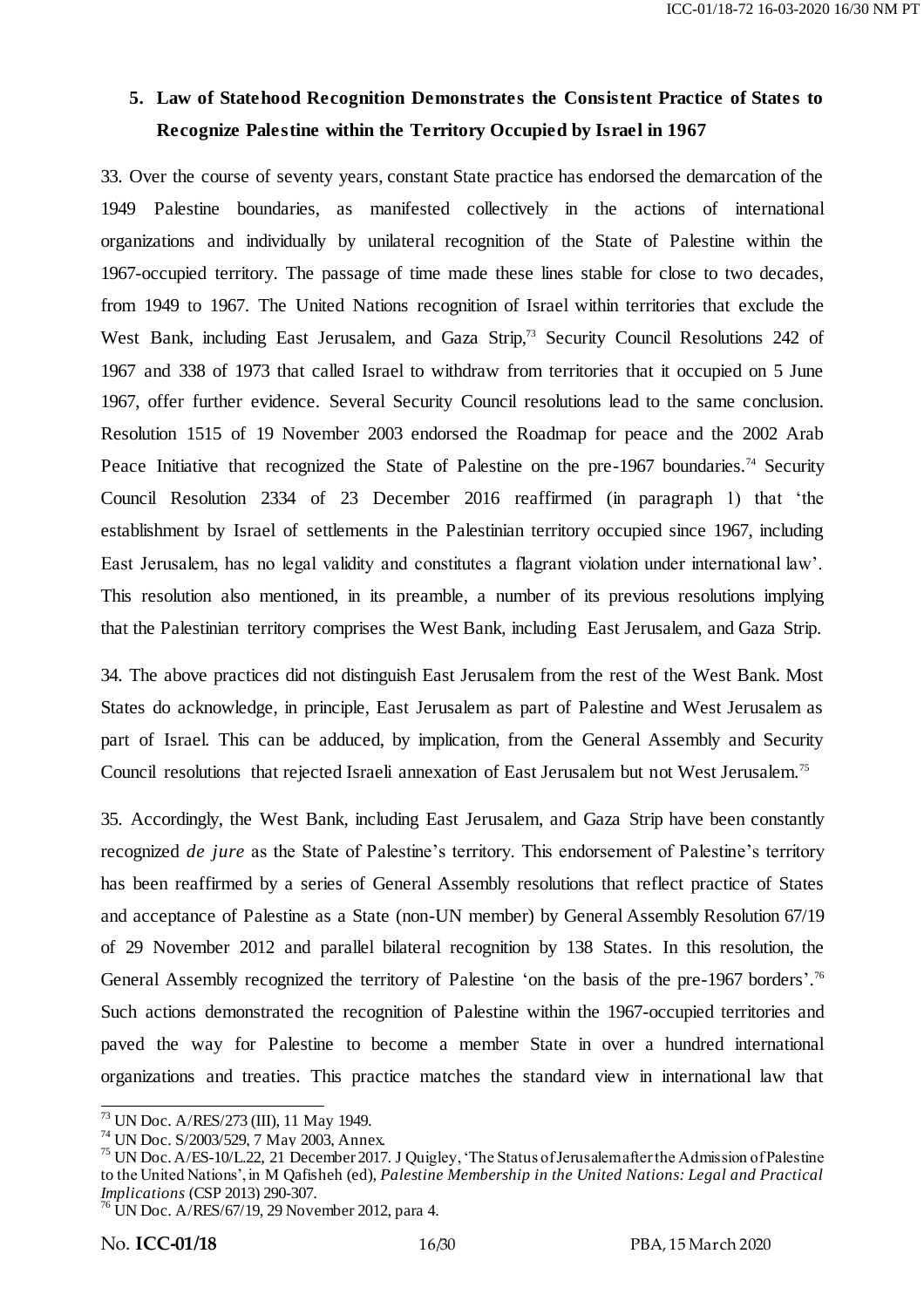## 5. Law of Statehood Recognition Demonstrates the Consistent Practice of States to Recognize Palestine within the Territory Occupied by Israel in 1967

33. Over the course of seventy years, constant State practice has endorsed the demarcation of the 1949 Palestine boundaries, as manifested collectively in the actions of international organizations and individually by unilateral recognition of the State of Palestine within the 1967-occupied territory. The passage of time made these lines stable for close to two decades, from 1949 to 1967. The United Nations recognition of Israel within territories that exclude the West Bank, including East Jerusalem, and Gaza Strip,[73] Security Council Resolutions 242 of 1967 and 338 of 1973 that called Israel to withdraw from territories that it occupied on 5 June 1967, offer further evidence. Several Security Council resolutions lead to the same conclusion. Resolution 1515 of 19 November 2003 endorsed the Roadmap for peace and the 2002 Arab Peace Initiative that recognized the State of Palestine on the pre-1967 boundaries.[74] Security Council Resolution 2334 of 23 December 2016 reaffirmed (in paragraph 1) that 'the establishment by Israel of settlements in the Palestinian territory occupied since 1967, including East Jerusalem, has no legal validity and constitutes a flagrant violation under international law'. This resolution also mentioned, in its preamble, a number of its previous resolutions implying that the Palestinian territory comprises the West Bank, including East Jerusalem, and Gaza Strip.

34. The above practices did not distinguish East Jerusalem from the rest of the West Bank. Most States do acknowledge, in principle, East Jerusalem as part of Palestine and West Jerusalem as part of Israel. This can be adduced, by implication, from the General Assembly and Security Council resolutions that rejected Israeli annexation of East Jerusalem but not West Jerusalem.[75]

35. Accordingly, the West Bank, including East Jerusalem, and Gaza Strip have been constantly recognized *de jure* as the State of Palestine's territory. This endorsement of Palestine's territory has been reaffirmed by a series of General Assembly resolutions that reflect practice of States and acceptance of Palestine as a State (non-UN member) by General Assembly Resolution 67/19 of 29 November 2012 and parallel bilateral recognition by 138 States. In this resolution, the General Assembly recognized the territory of Palestine 'on the basis of the pre-1967 borders'.[76] Such actions demonstrated the recognition of Palestine within the 1967-occupied territories and paved the way for Palestine to become a member State in over a hundred international organizations and treaties. This practice matches the standard view in international law that

---

[73] UN Doc. A/RES/273 (III), 11 May 1949.

[74] UN Doc. S/2003/529, 7 May 2003, Annex.

[75] UN Doc. A/ES-10/L.22, 21 December 2017. J Quigley, 'The Status of Jerusalem after the Admission of Palestine to the United Nations', in M Qafisheh (ed), *Palestine Membership in the United Nations: Legal and Practical Implications* (CSP 2013) 290-307.

[76] UN Doc. A/RES/67/19, 29 November 2012, para 4.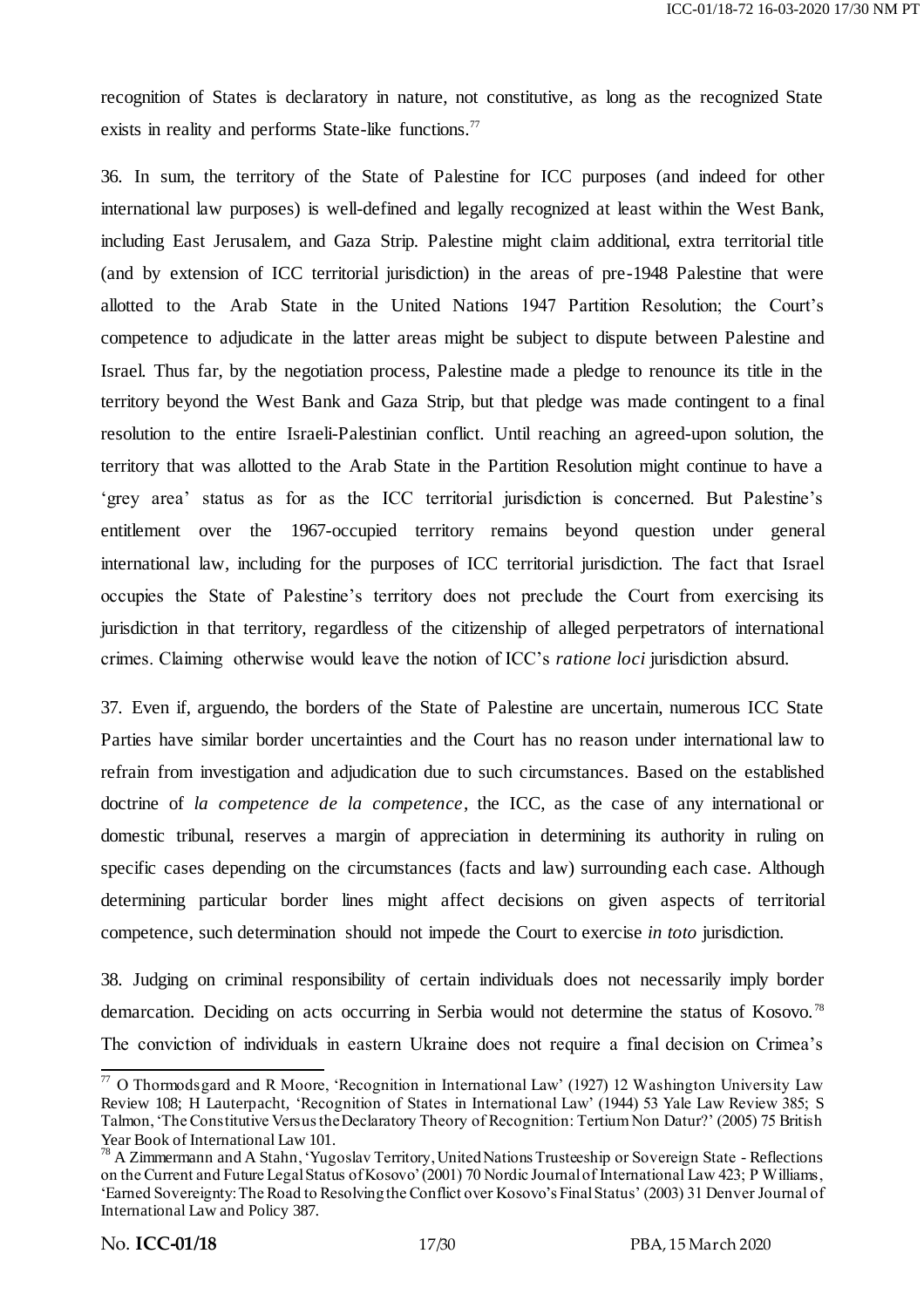recognition of States is declaratory in nature, not constitutive, as long as the recognized State exists in reality and performs State-like functions.[77]

36. In sum, the territory of the State of Palestine for ICC purposes (and indeed for other international law purposes) is well-defined and legally recognized at least within the West Bank, including East Jerusalem, and Gaza Strip. Palestine might claim additional, extra territorial title (and by extension of ICC territorial jurisdiction) in the areas of pre-1948 Palestine that were allotted to the Arab State in the United Nations 1947 Partition Resolution; the Court's competence to adjudicate in the latter areas might be subject to dispute between Palestine and Israel. Thus far, by the negotiation process, Palestine made a pledge to renounce its title in the territory beyond the West Bank and Gaza Strip, but that pledge was made contingent to a final resolution to the entire Israeli-Palestinian conflict. Until reaching an agreed-upon solution, the territory that was allotted to the Arab State in the Partition Resolution might continue to have a 'grey area' status as for as the ICC territorial jurisdiction is concerned. But Palestine's entitlement over the 1967-occupied territory remains beyond question under general international law, including for the purposes of ICC territorial jurisdiction. The fact that Israel occupies the State of Palestine's territory does not preclude the Court from exercising its jurisdiction in that territory, regardless of the citizenship of alleged perpetrators of international crimes. Claiming otherwise would leave the notion of ICC's *ratione loci* jurisdiction absurd.

37. Even if, arguendo, the borders of the State of Palestine are uncertain, numerous ICC State Parties have similar border uncertainties and the Court has no reason under international law to refrain from investigation and adjudication due to such circumstances. Based on the established doctrine of *la competence de la competence*, the ICC, as the case of any international or domestic tribunal, reserves a margin of appreciation in determining its authority in ruling on specific cases depending on the circumstances (facts and law) surrounding each case. Although determining particular border lines might affect decisions on given aspects of territorial competence, such determination should not impede the Court to exercise *in toto* jurisdiction.

38. Judging on criminal responsibility of certain individuals does not necessarily imply border demarcation. Deciding on acts occurring in Serbia would not determine the status of Kosovo.[78] The conviction of individuals in eastern Ukraine does not require a final decision on Crimea's

---

[77] O Thormodsgard and R Moore, 'Recognition in International Law' (1927) 12 Washington University Law Review 108; H Lauterpacht, 'Recognition of States in International Law' (1944) 53 Yale Law Review 385; S Talmon, 'The Constitutive Versus the Declaratory Theory of Recognition: Tertium Non Datur?' (2005) 75 British Year Book of International Law 101.

[78] A Zimmermann and A Stahn, 'Yugoslav Territory, United Nations Trusteeship or Sovereign State - Reflections on the Current and Future Legal Status of Kosovo' (2001) 70 Nordic Journal of International Law 423; P Williams, 'Earned Sovereignty: The Road to Resolving the Conflict over Kosovo's Final Status' (2003) 31 Denver Journal of International Law and Policy 387.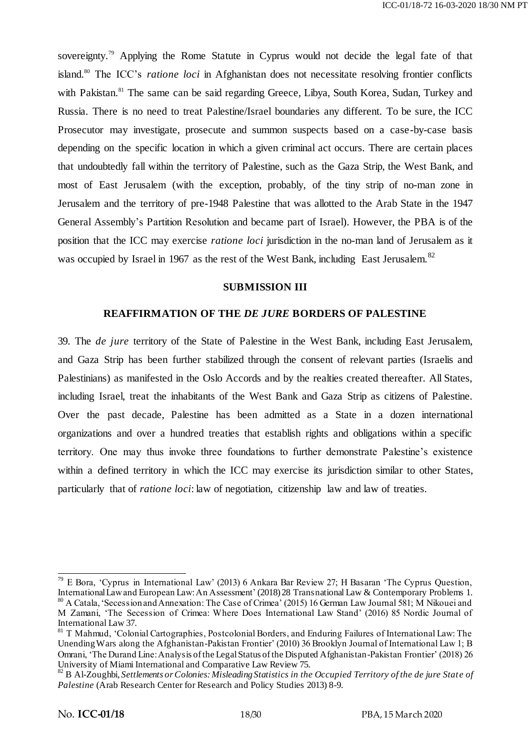sovereignty.[79] Applying the Rome Statute in Cyprus would not decide the legal fate of that island.[80] The ICC's *ratione loci* in Afghanistan does not necessitate resolving frontier conflicts with Pakistan.[81] The same can be said regarding Greece, Libya, South Korea, Sudan, Turkey and Russia. There is no need to treat Palestine/Israel boundaries any different. To be sure, the ICC Prosecutor may investigate, prosecute and summon suspects based on a case-by-case basis depending on the specific location in which a given criminal act occurs. There are certain places that undoubtedly fall within the territory of Palestine, such as the Gaza Strip, the West Bank, and most of East Jerusalem (with the exception, probably, of the tiny strip of no-man zone in Jerusalem and the territory of pre-1948 Palestine that was allotted to the Arab State in the 1947 General Assembly's Partition Resolution and became part of Israel). However, the PBA is of the position that the ICC may exercise *ratione loci* jurisdiction in the no-man land of Jerusalem as it was occupied by Israel in 1967 as the rest of the West Bank, including East Jerusalem.[82]

## SUBMISSION III

## REAFFIRMATION OF THE *DE JURE* BORDERS OF PALESTINE

39. The *de jure* territory of the State of Palestine in the West Bank, including East Jerusalem, and Gaza Strip has been further stabilized through the consent of relevant parties (Israelis and Palestinians) as manifested in the Oslo Accords and by the realties created thereafter. All States, including Israel, treat the inhabitants of the West Bank and Gaza Strip as citizens of Palestine. Over the past decade, Palestine has been admitted as a State in a dozen international organizations and over a hundred treaties that establish rights and obligations within a specific territory. One may thus invoke three foundations to further demonstrate Palestine's existence within a defined territory in which the ICC may exercise its jurisdiction similar to other States, particularly that of *ratione loci*: law of negotiation, citizenship law and law of treaties.

---

[79] E Bora, 'Cyprus in International Law' (2013) 6 Ankara Bar Review 27; H Basaran 'The Cyprus Question, International Law and European Law: An Assessment' (2018) 28 Transnational Law & Contemporary Problems 1.

[80] A Catala, 'Secession and Annexation: The Case of Crimea' (2015) 16 German Law Journal 581; M Nikouei and M Zamani, 'The Secession of Crimea: Where Does International Law Stand' (2016) 85 Nordic Journal of International Law 37.

[81] T Mahmud, 'Colonial Cartographies, Postcolonial Borders, and Enduring Failures of International Law: The Unending Wars along the Afghanistan-Pakistan Frontier' (2010) 36 Brooklyn Journal of International Law 1; B Omrani, 'The Durand Line: Analysis of the Legal Status of the Disputed Afghanistan-Pakistan Frontier' (2018) 26 University of Miami International and Comparative Law Review 75.

[82] B Al-Zoughbi, *Settlements or Colonies: Misleading Statistics in the Occupied Territory of the de jure State of Palestine* (Arab Research Center for Research and Policy Studies 2013) 8-9.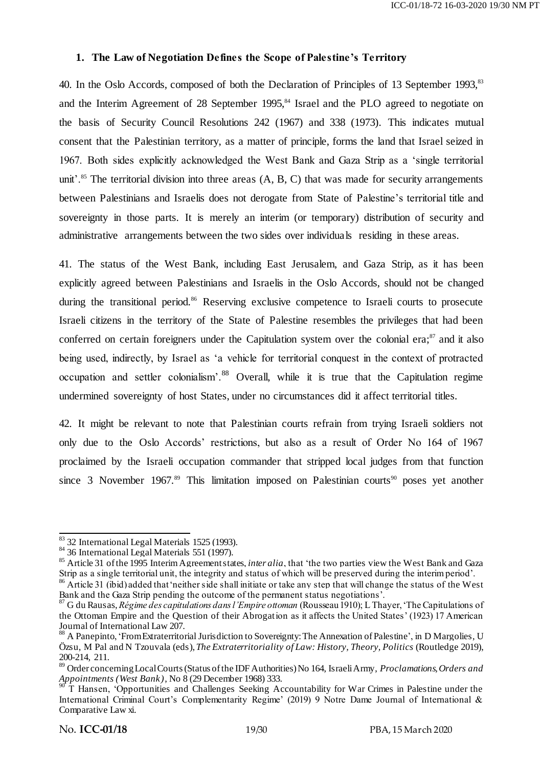### 1. The Law of Negotiation Defines the Scope of Palestine's Territory

40. In the Oslo Accords, composed of both the Declaration of Principles of 13 September 1993,[83] and the Interim Agreement of 28 September 1995,[84] Israel and the PLO agreed to negotiate on the basis of Security Council Resolutions 242 (1967) and 338 (1973). This indicates mutual consent that the Palestinian territory, as a matter of principle, forms the land that Israel seized in 1967. Both sides explicitly acknowledged the West Bank and Gaza Strip as a 'single territorial unit'.[85] The territorial division into three areas (A, B, C) that was made for security arrangements between Palestinians and Israelis does not derogate from State of Palestine's territorial title and sovereignty in those parts. It is merely an interim (or temporary) distribution of security and administrative arrangements between the two sides over individuals residing in these areas.

41. The status of the West Bank, including East Jerusalem, and Gaza Strip, as it has been explicitly agreed between Palestinians and Israelis in the Oslo Accords, should not be changed during the transitional period.[86] Reserving exclusive competence to Israeli courts to prosecute Israeli citizens in the territory of the State of Palestine resembles the privileges that had been conferred on certain foreigners under the Capitulation system over the colonial era;[87] and it also being used, indirectly, by Israel as 'a vehicle for territorial conquest in the context of protracted occupation and settler colonialism'.[88] Overall, while it is true that the Capitulation regime undermined sovereignty of host States, under no circumstances did it affect territorial titles.

42. It might be relevant to note that Palestinian courts refrain from trying Israeli soldiers not only due to the Oslo Accords' restrictions, but also as a result of Order No 164 of 1967 proclaimed by the Israeli occupation commander that stripped local judges from that function since 3 November 1967.[89] This limitation imposed on Palestinian courts[90] poses yet another

---

[83] 32 International Legal Materials 1525 (1993).

[84] 36 International Legal Materials 551 (1997).

[85] Article 31 of the 1995 Interim Agreement states, *inter alia*, that 'the two parties view the West Bank and Gaza Strip as a single territorial unit, the integrity and status of which will be preserved during the interim period'.

[86] Article 31 (ibid) added that 'neither side shall initiate or take any step that will change the status of the West Bank and the Gaza Strip pending the outcome of the permanent status negotiations'.

[87] G du Rausas, *Régime des capitulations dans l'Empire ottoman* (Rousseau 1910); L Thayer, 'The Capitulations of the Ottoman Empire and the Question of their Abrogation as it affects the United States' (1923) 17 American Journal of International Law 207.

[88] A Panepinto, 'From Extraterritorial Jurisdiction to Sovereignty: The Annexation of Palestine', in D Margolies, U Özsu, M Pal and N Tzouvala (eds), *The Extraterritoriality of Law: History, Theory, Politics* (Routledge 2019), 200-214, 211.

[89] Order concerning Local Courts (Status of the IDF Authorities) No 164, Israeli Army, *Proclamations, Orders and Appointments (West Bank)*, No 8 (29 December 1968) 333.

[90] T Hansen, 'Opportunities and Challenges Seeking Accountability for War Crimes in Palestine under the International Criminal Court's Complementarity Regime' (2019) 9 Notre Dame Journal of International & Comparative Law xi.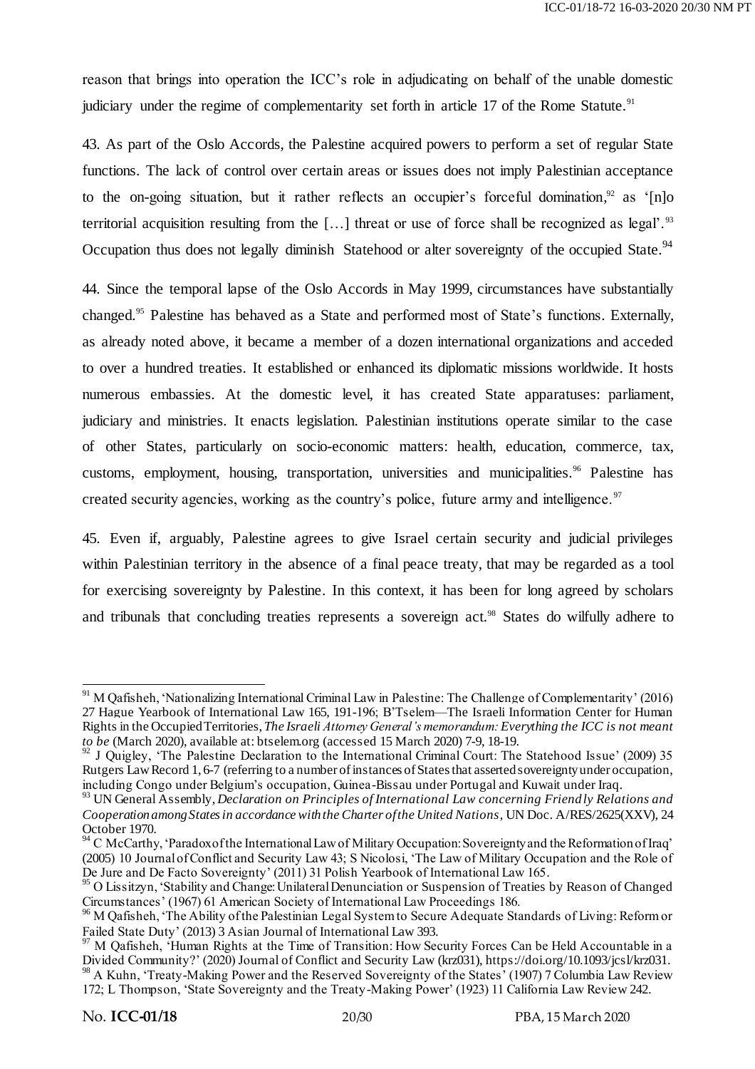reason that brings into operation the ICC's role in adjudicating on behalf of the unable domestic judiciary under the regime of complementarity set forth in article 17 of the Rome Statute.[91]

43. As part of the Oslo Accords, the Palestine acquired powers to perform a set of regular State functions. The lack of control over certain areas or issues does not imply Palestinian acceptance to the on-going situation, but it rather reflects an occupier's forceful domination,[92] as '[n]o territorial acquisition resulting from the […] threat or use of force shall be recognized as legal'.[93] Occupation thus does not legally diminish Statehood or alter sovereignty of the occupied State.[94]

44. Since the temporal lapse of the Oslo Accords in May 1999, circumstances have substantially changed.[95] Palestine has behaved as a State and performed most of State's functions. Externally, as already noted above, it became a member of a dozen international organizations and acceded to over a hundred treaties. It established or enhanced its diplomatic missions worldwide. It hosts numerous embassies. At the domestic level, it has created State apparatuses: parliament, judiciary and ministries. It enacts legislation. Palestinian institutions operate similar to the case of other States, particularly on socio-economic matters: health, education, commerce, tax, customs, employment, housing, transportation, universities and municipalities.[96] Palestine has created security agencies, working as the country's police, future army and intelligence.[97]

45. Even if, arguably, Palestine agrees to give Israel certain security and judicial privileges within Palestinian territory in the absence of a final peace treaty, that may be regarded as a tool for exercising sovereignty by Palestine. In this context, it has been for long agreed by scholars and tribunals that concluding treaties represents a sovereign act.[98] States do wilfully adhere to

---

[91] M Qafisheh, 'Nationalizing International Criminal Law in Palestine: The Challenge of Complementarity' (2016) 27 Hague Yearbook of International Law 165, 191-196; B'Tselem—The Israeli Information Center for Human Rights in the Occupied Territories, *The Israeli Attorney General's memorandum: Everything the ICC is not meant to be* (March 2020), available at: btselem.org (accessed 15 March 2020) 7-9, 18-19.

[92] J Quigley, 'The Palestine Declaration to the International Criminal Court: The Statehood Issue' (2009) 35 Rutgers Law Record 1, 6-7 (referring to a number of instances of States that asserted sovereignty under occupation, including Congo under Belgium's occupation, Guinea-Bissau under Portugal and Kuwait under Iraq.

[93] UN General Assembly, *Declaration on Principles of International Law concerning Friendly Relations and Cooperation among States in accordance with the Charter of the United Nations*, UN Doc. A/RES/2625(XXV), 24 October 1970.

[94] C McCarthy, 'Paradox of the International Law of Military Occupation: Sovereignty and the Reformation of Iraq' (2005) 10 Journal of Conflict and Security Law 43; S Nicolosi, 'The Law of Military Occupation and the Role of De Jure and De Facto Sovereignty' (2011) 31 Polish Yearbook of International Law 165.

[95] O Lissitzyn, 'Stability and Change: Unilateral Denunciation or Suspension of Treaties by Reason of Changed Circumstances' (1967) 61 American Society of International Law Proceedings 186.

[96] M Qafisheh, 'The Ability of the Palestinian Legal System to Secure Adequate Standards of Living: Reform or Failed State Duty' (2013) 3 Asian Journal of International Law 393.

[97] M Qafisheh, 'Human Rights at the Time of Transition: How Security Forces Can be Held Accountable in a Divided Community?' (2020) Journal of Conflict and Security Law (krz031), https://doi.org/10.1093/jcsl/krz031.

[98] A Kuhn, 'Treaty-Making Power and the Reserved Sovereignty of the States' (1907) 7 Columbia Law Review 172; L Thompson, 'State Sovereignty and the Treaty-Making Power' (1923) 11 California Law Review 242.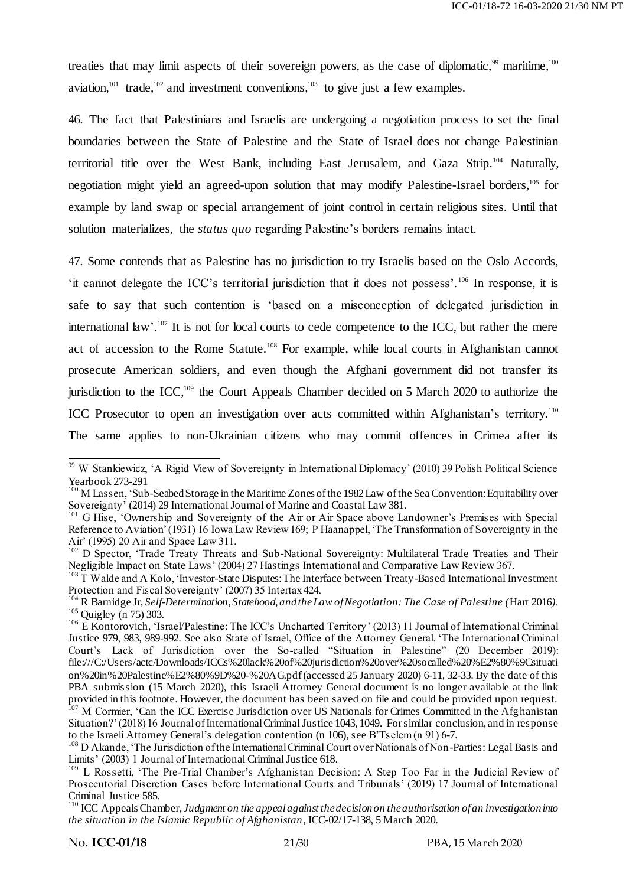treaties that may limit aspects of their sovereign powers, as the case of diplomatic,[99] maritime,[100] aviation,[101] trade,[102] and investment conventions,[103] to give just a few examples.

46. The fact that Palestinians and Israelis are undergoing a negotiation process to set the final boundaries between the State of Palestine and the State of Israel does not change Palestinian territorial title over the West Bank, including East Jerusalem, and Gaza Strip.[104] Naturally, negotiation might yield an agreed-upon solution that may modify Palestine-Israel borders,[105] for example by land swap or special arrangement of joint control in certain religious sites. Until that solution materializes, the *status quo* regarding Palestine's borders remains intact.

47. Some contends that as Palestine has no jurisdiction to try Israelis based on the Oslo Accords, 'it cannot delegate the ICC's territorial jurisdiction that it does not possess'.[106] In response, it is safe to say that such contention is 'based on a misconception of delegated jurisdiction in international law'.[107] It is not for local courts to cede competence to the ICC, but rather the mere act of accession to the Rome Statute.[108] For example, while local courts in Afghanistan cannot prosecute American soldiers, and even though the Afghani government did not transfer its jurisdiction to the ICC,[109] the Court Appeals Chamber decided on 5 March 2020 to authorize the ICC Prosecutor to open an investigation over acts committed within Afghanistan's territory.[110] The same applies to non-Ukrainian citizens who may commit offences in Crimea after its

---

[99] W Stankiewicz, 'A Rigid View of Sovereignty in International Diplomacy' (2010) 39 Polish Political Science Yearbook 273-291

[100] M Lassen, 'Sub-Seabed Storage in the Maritime Zones of the 1982 Law of the Sea Convention: Equitability over Sovereignty' (2014) 29 International Journal of Marine and Coastal Law 381.

[101] G Hise, 'Ownership and Sovereignty of the Air or Air Space above Landowner's Premises with Special Reference to Aviation' (1931) 16 Iowa Law Review 169; P Haanappel, 'The Transformation of Sovereignty in the Air' (1995) 20 Air and Space Law 311.

[102] D Spector, 'Trade Treaty Threats and Sub-National Sovereignty: Multilateral Trade Treaties and Their Negligible Impact on State Laws' (2004) 27 Hastings International and Comparative Law Review 367.

[103] T Walde and A Kolo, 'Investor-State Disputes: The Interface between Treaty-Based International Investment Protection and Fiscal Sovereignty' (2007) 35 Intertax 424.

[104] R Barnidge Jr, *Self-Determination, Statehood, and the Law of Negotiation: The Case of Palestine (*Hart 2016*)*.

[105] Quigley (n 75) 303.

[106] E Kontorovich, 'Israel/Palestine: The ICC's Uncharted Territory' (2013) 11 Journal of International Criminal Justice 979, 983, 989-992. See also State of Israel, Office of the Attorney General, 'The International Criminal Court's Lack of Jurisdiction over the So-called "Situation in Palestine" (20 December 2019): file:///C:/Users/actc/Downloads/ICCs%20lack%20of%20jurisdiction%20over%20socalled%20%E2%80%9Csituation%20in%20Palestine%E2%80%9D%20-%20AG.pdf (accessed 25 January 2020) 6-11, 32-33. By the date of this PBA submission (15 March 2020), this Israeli Attorney General document is no longer available at the link provided in this footnote. However, the document has been saved on file and could be provided upon request.

[107] M Cormier, 'Can the ICC Exercise Jurisdiction over US Nationals for Crimes Committed in the Afghanistan Situation?' (2018) 16 Journal of International Criminal Justice 1043, 1049. For similar conclusion, and in response to the Israeli Attorney General's delegation contention (n 106), see B'Tselem (n 91) 6-7.

[108] D Akande, 'The Jurisdiction of the International Criminal Court over Nationals of Non-Parties: Legal Basis and Limits' (2003) 1 Journal of International Criminal Justice 618.

[109] L Rossetti, 'The Pre-Trial Chamber's Afghanistan Decision: A Step Too Far in the Judicial Review of Prosecutorial Discretion Cases before International Courts and Tribunals' (2019) 17 Journal of International Criminal Justice 585.

[110] ICC Appeals Chamber, *Judgment on the appeal against the decision on the authorisation of an investigation into the situation in the Islamic Republic of Afghanistan*, ICC-02/17-138, 5 March 2020.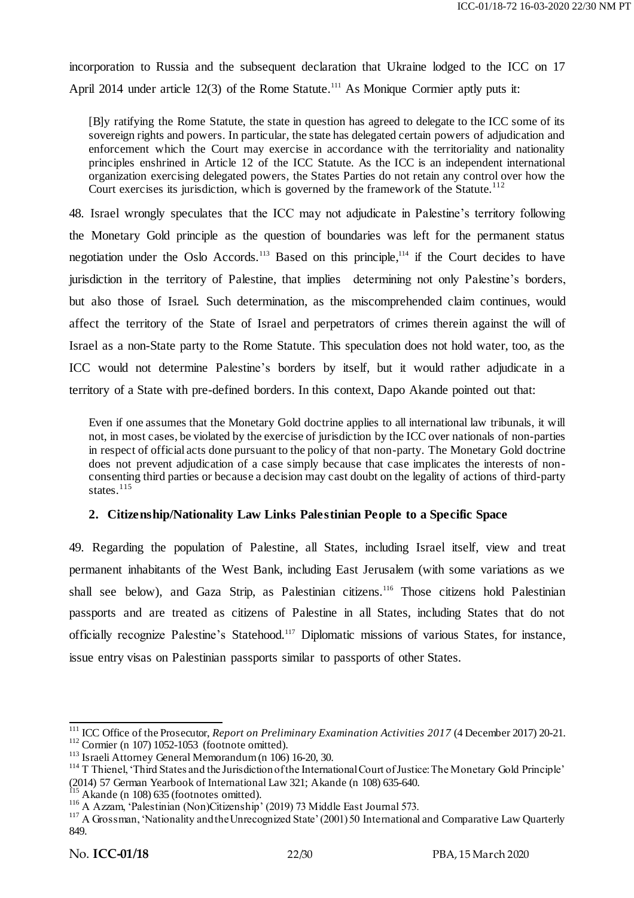incorporation to Russia and the subsequent declaration that Ukraine lodged to the ICC on 17 April 2014 under article 12(3) of the Rome Statute.[111] As Monique Cormier aptly puts it:

> [B]y ratifying the Rome Statute, the state in question has agreed to delegate to the ICC some of its sovereign rights and powers. In particular, the state has delegated certain powers of adjudication and enforcement which the Court may exercise in accordance with the territoriality and nationality principles enshrined in Article 12 of the ICC Statute. As the ICC is an independent international organization exercising delegated powers, the States Parties do not retain any control over how the Court exercises its jurisdiction, which is governed by the framework of the Statute.[112]

48. Israel wrongly speculates that the ICC may not adjudicate in Palestine's territory following the Monetary Gold principle as the question of boundaries was left for the permanent status negotiation under the Oslo Accords.[113] Based on this principle,[114] if the Court decides to have jurisdiction in the territory of Palestine, that implies determining not only Palestine's borders, but also those of Israel. Such determination, as the miscomprehended claim continues, would affect the territory of the State of Israel and perpetrators of crimes therein against the will of Israel as a non-State party to the Rome Statute. This speculation does not hold water, too, as the ICC would not determine Palestine's borders by itself, but it would rather adjudicate in a territory of a State with pre-defined borders. In this context, Dapo Akande pointed out that:

> Even if one assumes that the Monetary Gold doctrine applies to all international law tribunals, it will not, in most cases, be violated by the exercise of jurisdiction by the ICC over nationals of non-parties in respect of official acts done pursuant to the policy of that non-party. The Monetary Gold doctrine does not prevent adjudication of a case simply because that case implicates the interests of non-consenting third parties or because a decision may cast doubt on the legality of actions of third-party states.[115]

### 2. Citizenship/Nationality Law Links Palestinian People to a Specific Space

49. Regarding the population of Palestine, all States, including Israel itself, view and treat permanent inhabitants of the West Bank, including East Jerusalem (with some variations as we shall see below), and Gaza Strip, as Palestinian citizens.[116] Those citizens hold Palestinian passports and are treated as citizens of Palestine in all States, including States that do not officially recognize Palestine's Statehood.[117] Diplomatic missions of various States, for instance, issue entry visas on Palestinian passports similar to passports of other States.

---

[111] ICC Office of the Prosecutor, *Report on Preliminary Examination Activities 2017* (4 December 2017) 20-21.
[112] Cormier (n 107) 1052-1053 (footnote omitted).
[113] Israeli Attorney General Memorandum (n 106) 16-20, 30.
[114] T Thienel, 'Third States and the Jurisdiction of the International Court of Justice: The Monetary Gold Principle' (2014) 57 German Yearbook of International Law 321; Akande (n 108) 635-640.
[115] Akande (n 108) 635 (footnotes omitted).
[116] A Azzam, 'Palestinian (Non)Citizenship' (2019) 73 Middle East Journal 573.
[117] A Grossman, 'Nationality and the Unrecognized State' (2001) 50 International and Comparative Law Quarterly 849.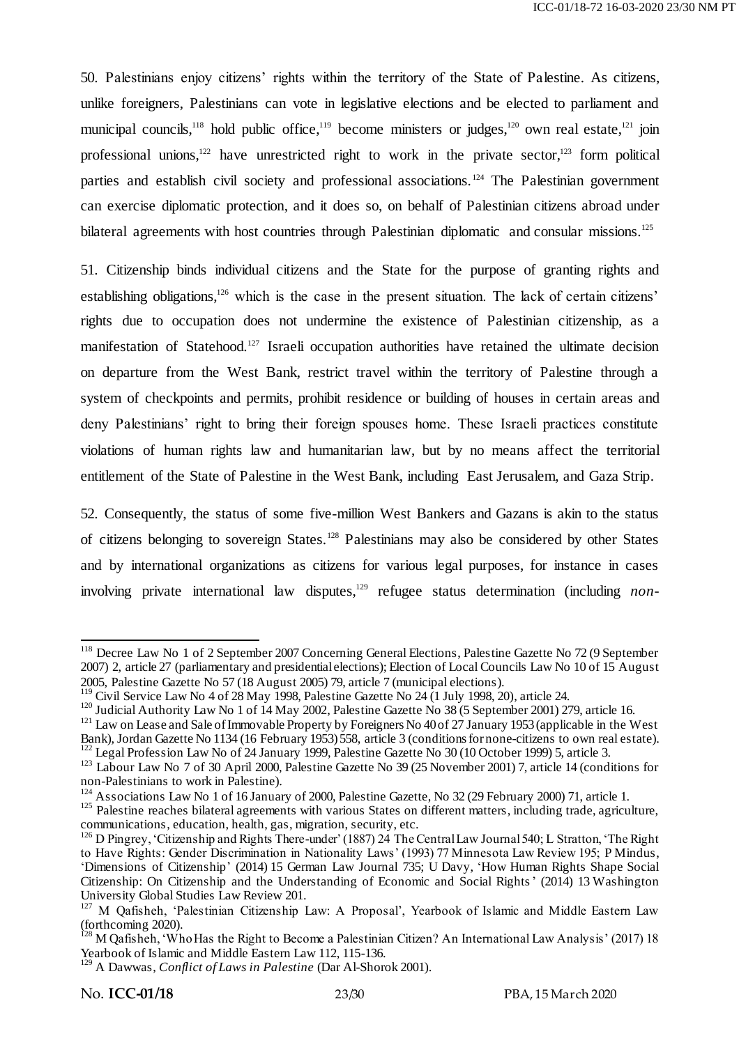50. Palestinians enjoy citizens' rights within the territory of the State of Palestine. As citizens, unlike foreigners, Palestinians can vote in legislative elections and be elected to parliament and municipal councils,[118] hold public office,[119] become ministers or judges,[120] own real estate,[121] join professional unions,[122] have unrestricted right to work in the private sector,[123] form political parties and establish civil society and professional associations.[124] The Palestinian government can exercise diplomatic protection, and it does so, on behalf of Palestinian citizens abroad under bilateral agreements with host countries through Palestinian diplomatic and consular missions.[125]

51. Citizenship binds individual citizens and the State for the purpose of granting rights and establishing obligations,[126] which is the case in the present situation. The lack of certain citizens' rights due to occupation does not undermine the existence of Palestinian citizenship, as a manifestation of Statehood.[127] Israeli occupation authorities have retained the ultimate decision on departure from the West Bank, restrict travel within the territory of Palestine through a system of checkpoints and permits, prohibit residence or building of houses in certain areas and deny Palestinians' right to bring their foreign spouses home. These Israeli practices constitute violations of human rights law and humanitarian law, but by no means affect the territorial entitlement of the State of Palestine in the West Bank, including East Jerusalem, and Gaza Strip.

52. Consequently, the status of some five-million West Bankers and Gazans is akin to the status of citizens belonging to sovereign States.[128] Palestinians may also be considered by other States and by international organizations as citizens for various legal purposes, for instance in cases involving private international law disputes,[129] refugee status determination (including *non-*

---

[118] Decree Law No 1 of 2 September 2007 Concerning General Elections, Palestine Gazette No 72 (9 September 2007) 2, article 27 (parliamentary and presidential elections); Election of Local Councils Law No 10 of 15 August 2005, Palestine Gazette No 57 (18 August 2005) 79, article 7 (municipal elections).

[119] Civil Service Law No 4 of 28 May 1998, Palestine Gazette No 24 (1 July 1998, 20), article 24.

[120] Judicial Authority Law No 1 of 14 May 2002, Palestine Gazette No 38 (5 September 2001) 279, article 16.

[121] Law on Lease and Sale of Immovable Property by Foreigners No 40 of 27 January 1953 (applicable in the West Bank), Jordan Gazette No 1134 (16 February 1953) 558, article 3 (conditions for none-citizens to own real estate).

[122] Legal Profession Law No of 24 January 1999, Palestine Gazette No 30 (10 October 1999) 5, article 3.

[123] Labour Law No 7 of 30 April 2000, Palestine Gazette No 39 (25 November 2001) 7, article 14 (conditions for non-Palestinians to work in Palestine).

[124] Associations Law No 1 of 16 January of 2000, Palestine Gazette, No 32 (29 February 2000) 71, article 1.

[125] Palestine reaches bilateral agreements with various States on different matters, including trade, agriculture, communications, education, health, gas, migration, security, etc.

[126] D Pingrey, 'Citizenship and Rights There-under' (1887) 24 The Central Law Journal 540; L Stratton, 'The Right to Have Rights: Gender Discrimination in Nationality Laws' (1993) 77 Minnesota Law Review 195; P Mindus, 'Dimensions of Citizenship' (2014) 15 German Law Journal 735; U Davy, 'How Human Rights Shape Social Citizenship: On Citizenship and the Understanding of Economic and Social Rights' (2014) 13 Washington University Global Studies Law Review 201.

[127] M Qafisheh, 'Palestinian Citizenship Law: A Proposal', Yearbook of Islamic and Middle Eastern Law (forthcoming 2020).

[128] M Qafisheh, 'Who Has the Right to Become a Palestinian Citizen? An International Law Analysis' (2017) 18 Yearbook of Islamic and Middle Eastern Law 112, 115-136.

[129] A Dawwas, *Conflict of Laws in Palestine* (Dar Al-Shorok 2001).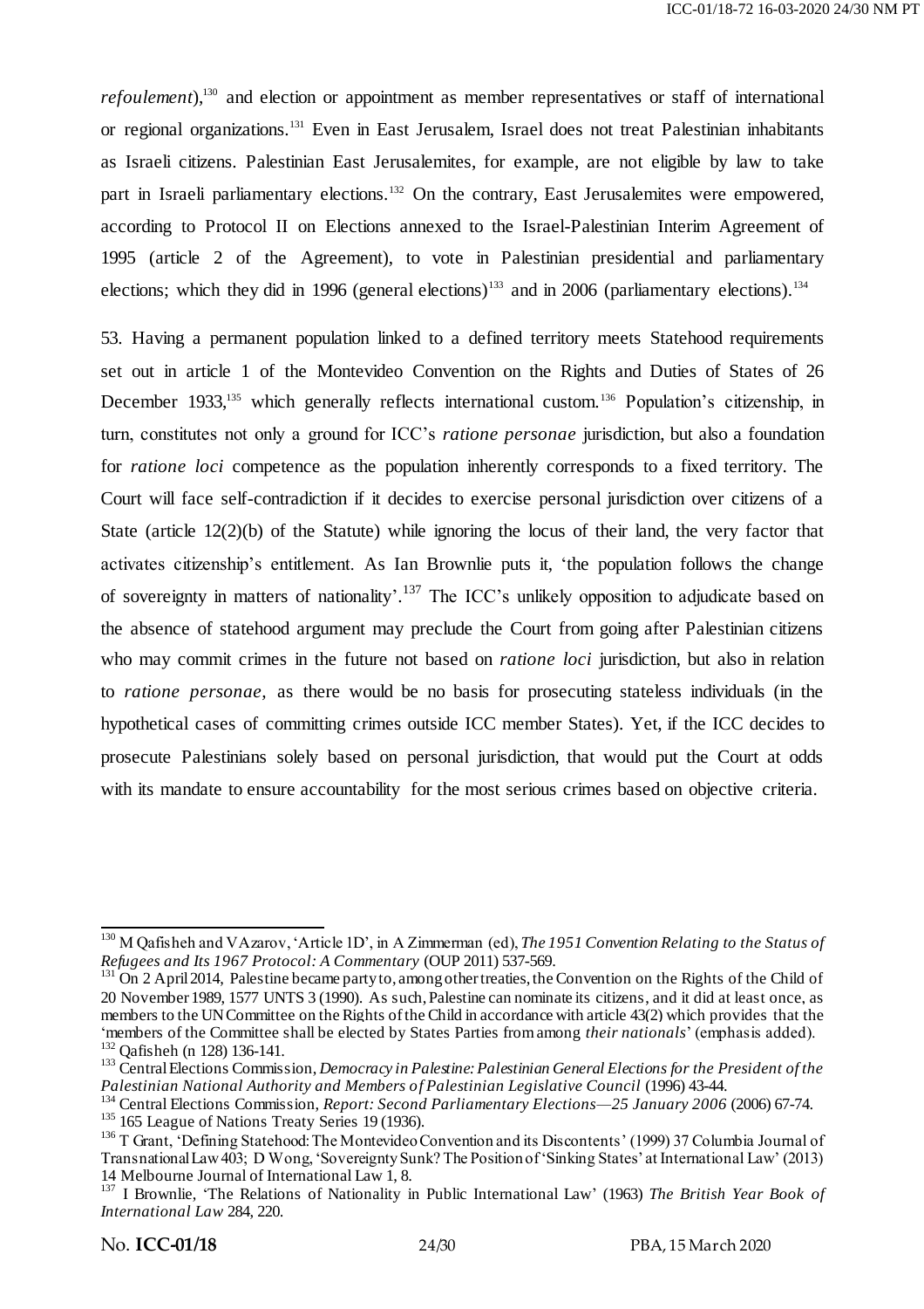*refoulement*),[130] and election or appointment as member representatives or staff of international or regional organizations.[131] Even in East Jerusalem, Israel does not treat Palestinian inhabitants as Israeli citizens. Palestinian East Jerusalemites, for example, are not eligible by law to take part in Israeli parliamentary elections.[132] On the contrary, East Jerusalemites were empowered, according to Protocol II on Elections annexed to the Israel-Palestinian Interim Agreement of 1995 (article 2 of the Agreement), to vote in Palestinian presidential and parliamentary elections; which they did in 1996 (general elections)[133] and in 2006 (parliamentary elections).[134]

53. Having a permanent population linked to a defined territory meets Statehood requirements set out in article 1 of the Montevideo Convention on the Rights and Duties of States of 26 December 1933,[135] which generally reflects international custom.[136] Population's citizenship, in turn, constitutes not only a ground for ICC's *ratione personae* jurisdiction, but also a foundation for *ratione loci* competence as the population inherently corresponds to a fixed territory. The Court will face self-contradiction if it decides to exercise personal jurisdiction over citizens of a State (article 12(2)(b) of the Statute) while ignoring the locus of their land, the very factor that activates citizenship's entitlement. As Ian Brownlie puts it, 'the population follows the change of sovereignty in matters of nationality'.[137] The ICC's unlikely opposition to adjudicate based on the absence of statehood argument may preclude the Court from going after Palestinian citizens who may commit crimes in the future not based on *ratione loci* jurisdiction, but also in relation to *ratione personae*, as there would be no basis for prosecuting stateless individuals (in the hypothetical cases of committing crimes outside ICC member States). Yet, if the ICC decides to prosecute Palestinians solely based on personal jurisdiction, that would put the Court at odds with its mandate to ensure accountability for the most serious crimes based on objective criteria.

---

[130] M Qafisheh and V Azarov, 'Article 1D', in A Zimmerman (ed), *The 1951 Convention Relating to the Status of Refugees and Its 1967 Protocol: A Commentary* (OUP 2011) 537-569.

[131] On 2 April 2014, Palestine became party to, among other treaties, the Convention on the Rights of the Child of 20 November 1989, 1577 UNTS 3 (1990). As such, Palestine can nominate its citizens, and it did at least once, as members to the UN Committee on the Rights of the Child in accordance with article 43(2) which provides that the 'members of the Committee shall be elected by States Parties from among *their nationals*' (emphasis added).

[132] Qafisheh (n 128) 136-141.

[133] Central Elections Commission, *Democracy in Palestine: Palestinian General Elections for the President of the Palestinian National Authority and Members of Palestinian Legislative Council* (1996) 43-44.

[134] Central Elections Commission, *Report: Second Parliamentary Elections—25 January 2006* (2006) 67-74.

[135] 165 League of Nations Treaty Series 19 (1936).

[136] T Grant, 'Defining Statehood: The Montevideo Convention and its Discontents' (1999) 37 Columbia Journal of Transnational Law 403; D Wong, 'Sovereignty Sunk? The Position of 'Sinking States' at International Law' (2013) 14 Melbourne Journal of International Law 1, 8.

[137] I Brownlie, 'The Relations of Nationality in Public International Law' (1963) *The British Year Book of International Law* 284, 220.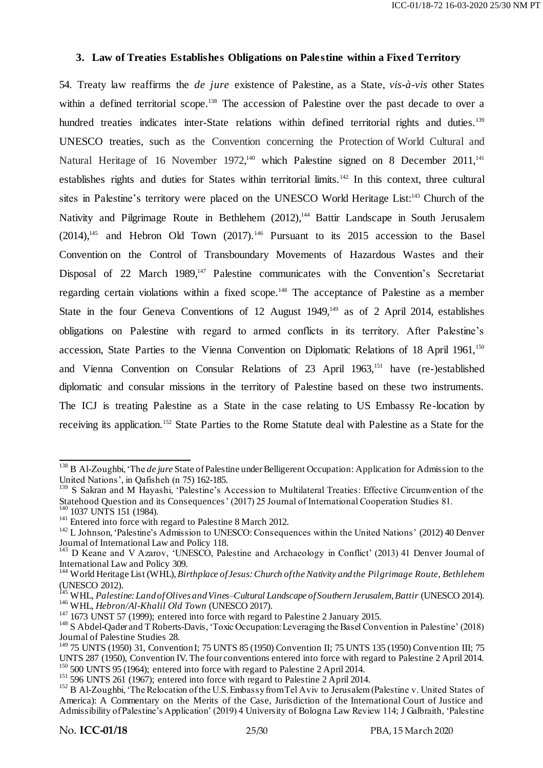### 3. Law of Treaties Establishes Obligations on Palestine within a Fixed Territory

54. Treaty law reaffirms the *de jure* existence of Palestine, as a State, *vis-à-vis* other States within a defined territorial scope.[138] The accession of Palestine over the past decade to over a hundred treaties indicates inter-State relations within defined territorial rights and duties.[139] UNESCO treaties, such as the Convention concerning the Protection of World Cultural and Natural Heritage of 16 November 1972,[140] which Palestine signed on 8 December 2011,[141] establishes rights and duties for States within territorial limits.[142] In this context, three cultural sites in Palestine's territory were placed on the UNESCO World Heritage List:[143] Church of the Nativity and Pilgrimage Route in Bethlehem (2012),[144] Battir Landscape in South Jerusalem (2014),[145] and Hebron Old Town (2017).[146] Pursuant to its 2015 accession to the Basel Convention on the Control of Transboundary Movements of Hazardous Wastes and their Disposal of 22 March 1989,[147] Palestine communicates with the Convention's Secretariat regarding certain violations within a fixed scope.[148] The acceptance of Palestine as a member State in the four Geneva Conventions of 12 August 1949,[149] as of 2 April 2014, establishes obligations on Palestine with regard to armed conflicts in its territory. After Palestine's accession, State Parties to the Vienna Convention on Diplomatic Relations of 18 April 1961,[150] and Vienna Convention on Consular Relations of 23 April 1963,[151] have (re-)established diplomatic and consular missions in the territory of Palestine based on these two instruments. The ICJ is treating Palestine as a State in the case relating to US Embassy Re-location by receiving its application.[152] State Parties to the Rome Statute deal with Palestine as a State for the

---

[138] B Al-Zoughbi, 'The *de jure* State of Palestine under Belligerent Occupation: Application for Admission to the United Nations', in Qafisheh (n 75) 162-185.

[139] S Sakran and M Hayashi, 'Palestine's Accession to Multilateral Treaties: Effective Circumvention of the Statehood Question and its Consequences' (2017) 25 Journal of International Cooperation Studies 81.

[140] 1037 UNTS 151 (1984).

[141] Entered into force with regard to Palestine 8 March 2012.

[142] L Johnson, 'Palestine's Admission to UNESCO: Consequences within the United Nations' (2012) 40 Denver Journal of International Law and Policy 118.

[143] D Keane and V Azarov, 'UNESCO, Palestine and Archaeology in Conflict' (2013) 41 Denver Journal of International Law and Policy 309.

[144] World Heritage List (WHL), *Birthplace of Jesus: Church of the Nativity and the Pilgrimage Route, Bethlehem* (UNESCO 2012).

[145] WHL, *Palestine: Land of Olives and Vines–Cultural Landscape of Southern Jerusalem, Battir* (UNESCO 2014).

[146] WHL, *Hebron/Al-Khalil Old Town* (UNESCO 2017).

[147] 1673 UNST 57 (1999); entered into force with regard to Palestine 2 January 2015.

[148] S Abdel-Qader and T Roberts-Davis, 'Toxic Occupation: Leveraging the Basel Convention in Palestine' (2018) Journal of Palestine Studies 28.

[149] 75 UNTS (1950) 31, Convention I; 75 UNTS 85 (1950) Convention II; 75 UNTS 135 (1950) Convention III; 75 UNTS 287 (1950), Convention IV. The four conventions entered into force with regard to Palestine 2 April 2014.

[150] 500 UNTS 95 (1964); entered into force with regard to Palestine 2 April 2014.

[151] 596 UNTS 261 (1967); entered into force with regard to Palestine 2 April 2014.

[152] B Al-Zoughbi, 'The Relocation of the U.S. Embassy from Tel Aviv to Jerusalem (Palestine v. United States of America): A Commentary on the Merits of the Case, Jurisdiction of the International Court of Justice and Admissibility of Palestine's Application' (2019) 4 University of Bologna Law Review 114; J Galbraith, 'Palestine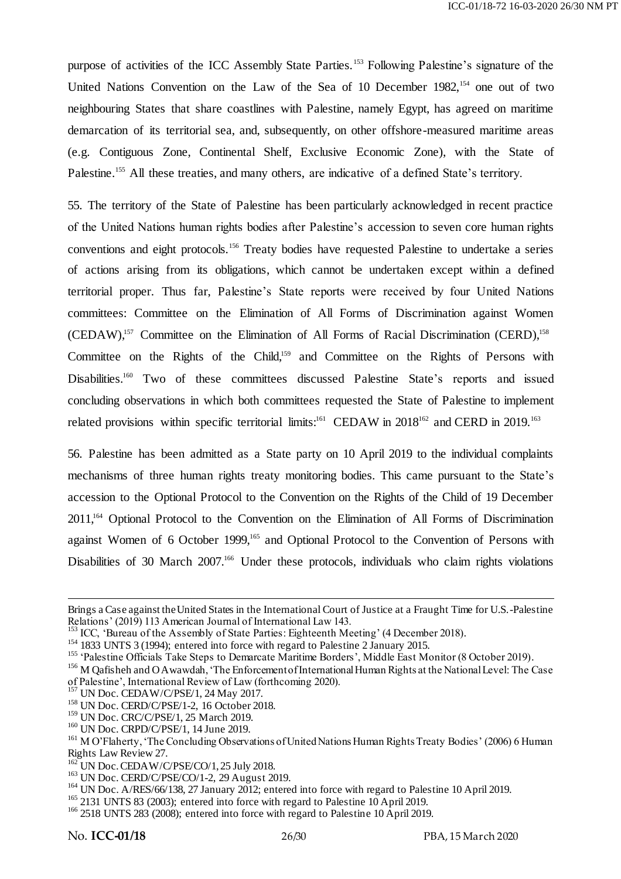purpose of activities of the ICC Assembly State Parties.[153] Following Palestine's signature of the United Nations Convention on the Law of the Sea of 10 December 1982,[154] one out of two neighbouring States that share coastlines with Palestine, namely Egypt, has agreed on maritime demarcation of its territorial sea, and, subsequently, on other offshore-measured maritime areas (e.g. Contiguous Zone, Continental Shelf, Exclusive Economic Zone), with the State of Palestine.[155] All these treaties, and many others, are indicative of a defined State's territory.

55. The territory of the State of Palestine has been particularly acknowledged in recent practice of the United Nations human rights bodies after Palestine's accession to seven core human rights conventions and eight protocols.[156] Treaty bodies have requested Palestine to undertake a series of actions arising from its obligations, which cannot be undertaken except within a defined territorial proper. Thus far, Palestine's State reports were received by four United Nations committees: Committee on the Elimination of All Forms of Discrimination against Women (CEDAW),[157] Committee on the Elimination of All Forms of Racial Discrimination (CERD),[158] Committee on the Rights of the Child,[159] and Committee on the Rights of Persons with Disabilities.[160] Two of these committees discussed Palestine State's reports and issued concluding observations in which both committees requested the State of Palestine to implement related provisions within specific territorial limits:[161] CEDAW in 2018[162] and CERD in 2019.[163]

56. Palestine has been admitted as a State party on 10 April 2019 to the individual complaints mechanisms of three human rights treaty monitoring bodies. This came pursuant to the State's accession to the Optional Protocol to the Convention on the Rights of the Child of 19 December 2011,[164] Optional Protocol to the Convention on the Elimination of All Forms of Discrimination against Women of 6 October 1999,[165] and Optional Protocol to the Convention of Persons with Disabilities of 30 March 2007.[166] Under these protocols, individuals who claim rights violations

---

Brings a Case against the United States in the International Court of Justice at a Fraught Time for U.S.-Palestine Relations' (2019) 113 American Journal of International Law 143.

[153] ICC, 'Bureau of the Assembly of State Parties: Eighteenth Meeting' (4 December 2018).

[154] 1833 UNTS 3 (1994); entered into force with regard to Palestine 2 January 2015.

[155] 'Palestine Officials Take Steps to Demarcate Maritime Borders', Middle East Monitor (8 October 2019).

[156] M Qafisheh and O Awawdah, 'The Enforcement of International Human Rights at the National Level: The Case of Palestine', International Review of Law (forthcoming 2020).

[157] UN Doc. CEDAW/C/PSE/1, 24 May 2017.

[158] UN Doc. CERD/C/PSE/1-2, 16 October 2018.

[159] UN Doc. CRC/C/PSE/1, 25 March 2019.

[160] UN Doc. CRPD/C/PSE/1, 14 June 2019.

[161] M O'Flaherty, 'The Concluding Observations of United Nations Human Rights Treaty Bodies' (2006) 6 Human Rights Law Review 27.

[162] UN Doc. CEDAW/C/PSE/CO/1, 25 July 2018.

[163] UN Doc. CERD/C/PSE/CO/1-2, 29 August 2019.

[164] UN Doc. A/RES/66/138, 27 January 2012; entered into force with regard to Palestine 10 April 2019.

[165] 2131 UNTS 83 (2003); entered into force with regard to Palestine 10 April 2019.

[166] 2518 UNTS 283 (2008); entered into force with regard to Palestine 10 April 2019.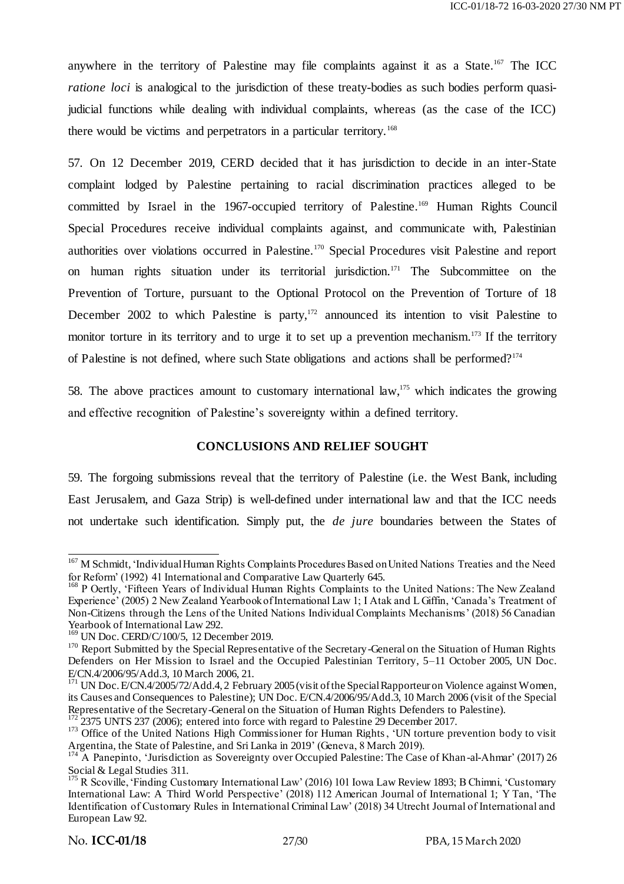anywhere in the territory of Palestine may file complaints against it as a State.[167] The ICC *ratione loci* is analogical to the jurisdiction of these treaty-bodies as such bodies perform quasi-judicial functions while dealing with individual complaints, whereas (as the case of the ICC) there would be victims and perpetrators in a particular territory.[168]

57. On 12 December 2019, CERD decided that it has jurisdiction to decide in an inter-State complaint lodged by Palestine pertaining to racial discrimination practices alleged to be committed by Israel in the 1967-occupied territory of Palestine.[169] Human Rights Council Special Procedures receive individual complaints against, and communicate with, Palestinian authorities over violations occurred in Palestine.[170] Special Procedures visit Palestine and report on human rights situation under its territorial jurisdiction.[171] The Subcommittee on the Prevention of Torture, pursuant to the Optional Protocol on the Prevention of Torture of 18 December 2002 to which Palestine is party,[172] announced its intention to visit Palestine to monitor torture in its territory and to urge it to set up a prevention mechanism.[173] If the territory of Palestine is not defined, where such State obligations and actions shall be performed?[174]

58. The above practices amount to customary international law,[175] which indicates the growing and effective recognition of Palestine's sovereignty within a defined territory.

## CONCLUSIONS AND RELIEF SOUGHT

59. The forgoing submissions reveal that the territory of Palestine (i.e. the West Bank, including East Jerusalem, and Gaza Strip) is well-defined under international law and that the ICC needs not undertake such identification. Simply put, the *de jure* boundaries between the States of

---

[167] M Schmidt, 'Individual Human Rights Complaints Procedures Based on United Nations Treaties and the Need for Reform' (1992) 41 International and Comparative Law Quarterly 645.

[168] P Oertly, 'Fifteen Years of Individual Human Rights Complaints to the United Nations: The New Zealand Experience' (2005) 2 New Zealand Yearbook of International Law 1; I Atak and L Giffin, 'Canada's Treatment of Non-Citizens through the Lens of the United Nations Individual Complaints Mechanisms' (2018) 56 Canadian Yearbook of International Law 292.

[169] UN Doc. CERD/C/100/5, 12 December 2019.

[170] Report Submitted by the Special Representative of the Secretary-General on the Situation of Human Rights Defenders on Her Mission to Israel and the Occupied Palestinian Territory, 5–11 October 2005, UN Doc. E/CN.4/2006/95/Add.3, 10 March 2006, 21.

[171] UN Doc. E/CN.4/2005/72/Add.4, 2 February 2005 (visit of the Special Rapporteur on Violence against Women, its Causes and Consequences to Palestine); UN Doc. E/CN.4/2006/95/Add.3, 10 March 2006 (visit of the Special Representative of the Secretary-General on the Situation of Human Rights Defenders to Palestine).

[172] 2375 UNTS 237 (2006); entered into force with regard to Palestine 29 December 2017.

[173] Office of the United Nations High Commissioner for Human Rights, 'UN torture prevention body to visit Argentina, the State of Palestine, and Sri Lanka in 2019' (Geneva, 8 March 2019).

[174] A Panepinto, 'Jurisdiction as Sovereignty over Occupied Palestine: The Case of Khan-al-Ahmar' (2017) 26 Social & Legal Studies 311.

[175] R Scoville, 'Finding Customary International Law' (2016) 101 Iowa Law Review 1893; B Chimni, 'Customary International Law: A Third World Perspective' (2018) 112 American Journal of International 1; Y Tan, 'The Identification of Customary Rules in International Criminal Law' (2018) 34 Utrecht Journal of International and European Law 92.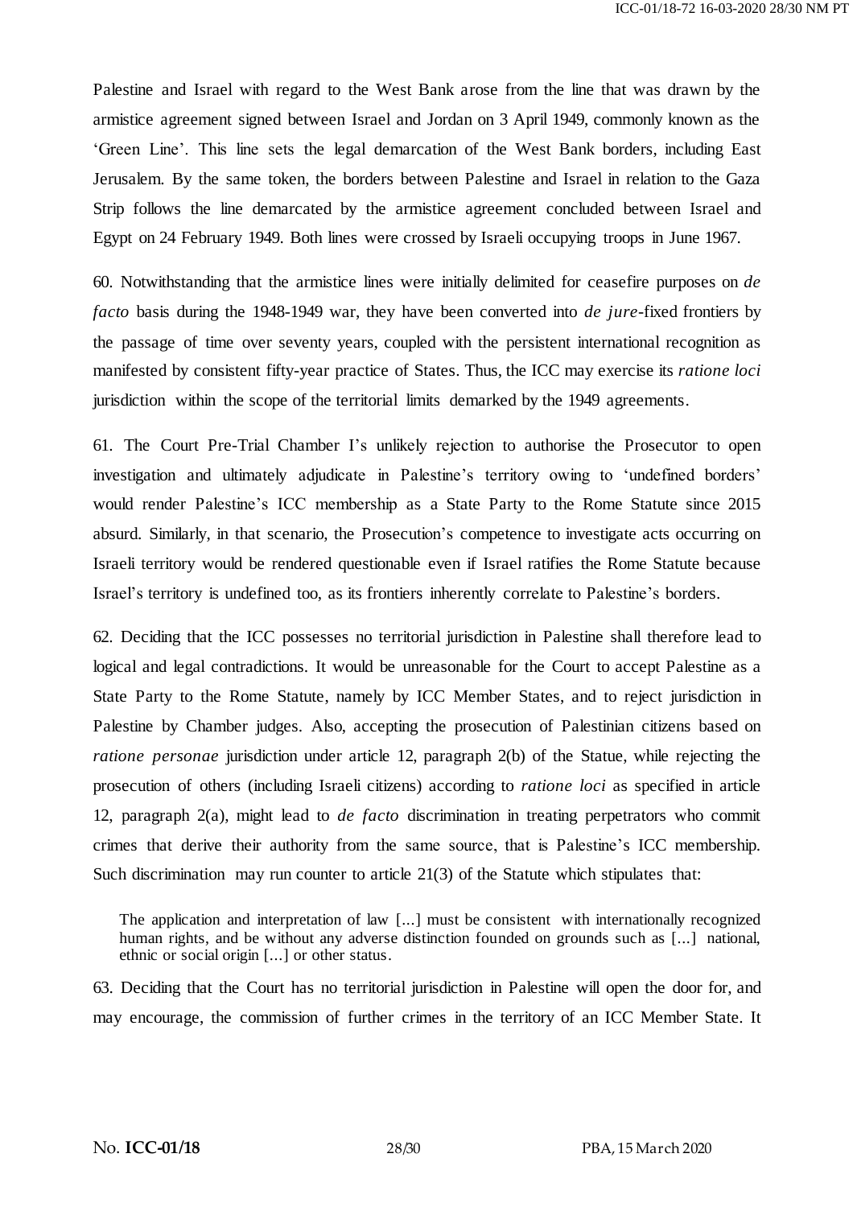Palestine and Israel with regard to the West Bank arose from the line that was drawn by the armistice agreement signed between Israel and Jordan on 3 April 1949, commonly known as the 'Green Line'. This line sets the legal demarcation of the West Bank borders, including East Jerusalem. By the same token, the borders between Palestine and Israel in relation to the Gaza Strip follows the line demarcated by the armistice agreement concluded between Israel and Egypt on 24 February 1949. Both lines were crossed by Israeli occupying troops in June 1967.

60. Notwithstanding that the armistice lines were initially delimited for ceasefire purposes on *de facto* basis during the 1948-1949 war, they have been converted into *de jure*-fixed frontiers by the passage of time over seventy years, coupled with the persistent international recognition as manifested by consistent fifty-year practice of States. Thus, the ICC may exercise its *ratione loci* jurisdiction within the scope of the territorial limits demarked by the 1949 agreements.

61. The Court Pre-Trial Chamber I's unlikely rejection to authorise the Prosecutor to open investigation and ultimately adjudicate in Palestine's territory owing to 'undefined borders' would render Palestine's ICC membership as a State Party to the Rome Statute since 2015 absurd. Similarly, in that scenario, the Prosecution's competence to investigate acts occurring on Israeli territory would be rendered questionable even if Israel ratifies the Rome Statute because Israel's territory is undefined too, as its frontiers inherently correlate to Palestine's borders.

62. Deciding that the ICC possesses no territorial jurisdiction in Palestine shall therefore lead to logical and legal contradictions. It would be unreasonable for the Court to accept Palestine as a State Party to the Rome Statute, namely by ICC Member States, and to reject jurisdiction in Palestine by Chamber judges. Also, accepting the prosecution of Palestinian citizens based on *ratione personae* jurisdiction under article 12, paragraph 2(b) of the Statue, while rejecting the prosecution of others (including Israeli citizens) according to *ratione loci* as specified in article 12, paragraph 2(a), might lead to *de facto* discrimination in treating perpetrators who commit crimes that derive their authority from the same source, that is Palestine's ICC membership. Such discrimination may run counter to article 21(3) of the Statute which stipulates that:

> The application and interpretation of law [...] must be consistent with internationally recognized human rights, and be without any adverse distinction founded on grounds such as [...] national, ethnic or social origin [...] or other status.

63. Deciding that the Court has no territorial jurisdiction in Palestine will open the door for, and may encourage, the commission of further crimes in the territory of an ICC Member State. It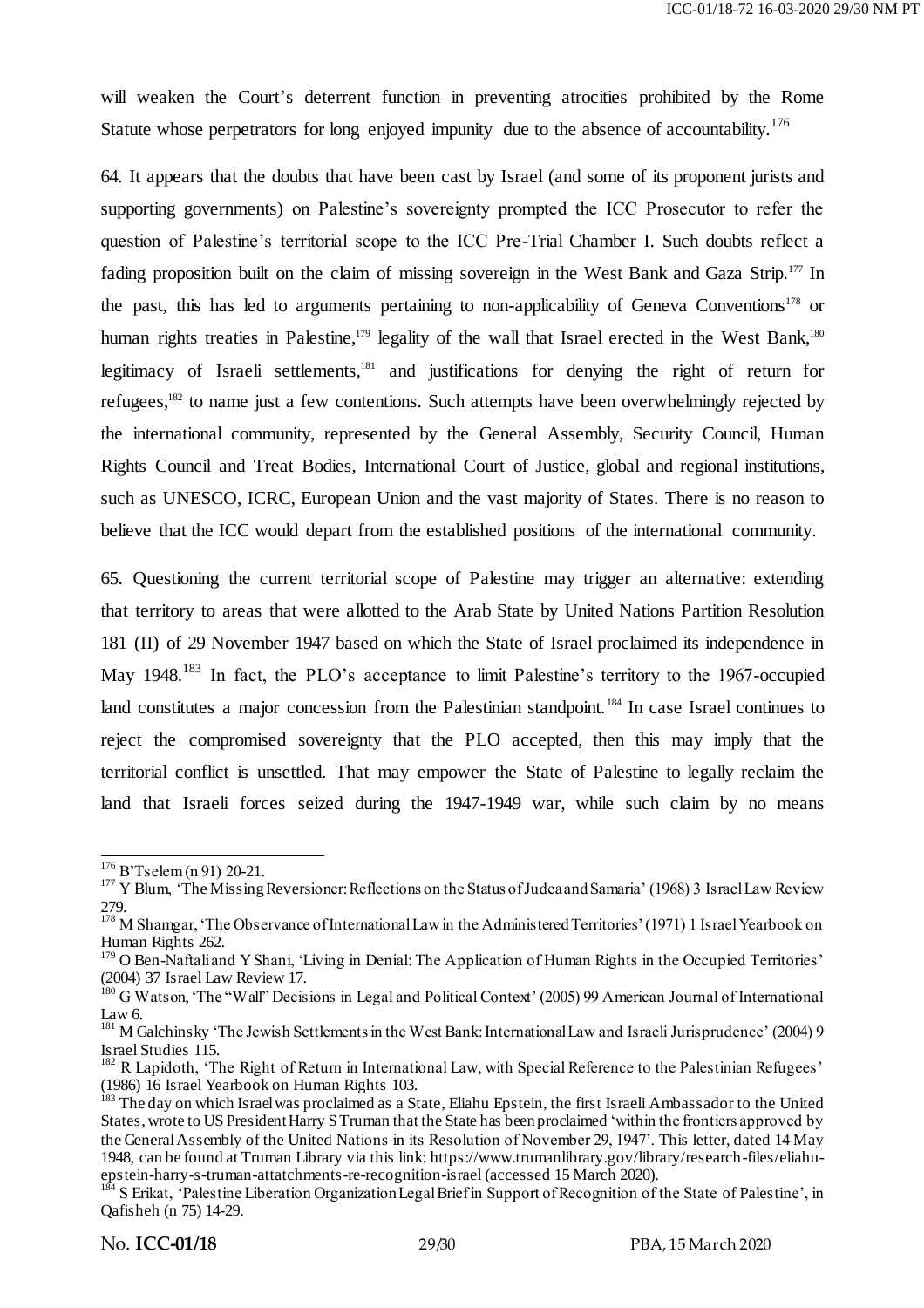will weaken the Court's deterrent function in preventing atrocities prohibited by the Rome Statute whose perpetrators for long enjoyed impunity due to the absence of accountability.[176]

64. It appears that the doubts that have been cast by Israel (and some of its proponent jurists and supporting governments) on Palestine's sovereignty prompted the ICC Prosecutor to refer the question of Palestine's territorial scope to the ICC Pre-Trial Chamber I. Such doubts reflect a fading proposition built on the claim of missing sovereign in the West Bank and Gaza Strip.[177] In the past, this has led to arguments pertaining to non-applicability of Geneva Conventions[178] or human rights treaties in Palestine,[179] legality of the wall that Israel erected in the West Bank,[180] legitimacy of Israeli settlements,[181] and justifications for denying the right of return for refugees,[182] to name just a few contentions. Such attempts have been overwhelmingly rejected by the international community, represented by the General Assembly, Security Council, Human Rights Council and Treat Bodies, International Court of Justice, global and regional institutions, such as UNESCO, ICRC, European Union and the vast majority of States. There is no reason to believe that the ICC would depart from the established positions of the international community.

65. Questioning the current territorial scope of Palestine may trigger an alternative: extending that territory to areas that were allotted to the Arab State by United Nations Partition Resolution 181 (II) of 29 November 1947 based on which the State of Israel proclaimed its independence in May 1948.[183] In fact, the PLO's acceptance to limit Palestine's territory to the 1967-occupied land constitutes a major concession from the Palestinian standpoint.[184] In case Israel continues to reject the compromised sovereignty that the PLO accepted, then this may imply that the territorial conflict is unsettled. That may empower the State of Palestine to legally reclaim the land that Israeli forces seized during the 1947-1949 war, while such claim by no means

---

[176] B'Tselem (n 91) 20-21.

[177] Y Blum, 'The Missing Reversioner: Reflections on the Status of Judea and Samaria' (1968) 3 Israel Law Review 279.

[178] M Shamgar, 'The Observance of International Law in the Administered Territories' (1971) 1 Israel Yearbook on Human Rights 262.

[179] O Ben-Naftali and Y Shani, 'Living in Denial: The Application of Human Rights in the Occupied Territories' (2004) 37 Israel Law Review 17.

[180] G Watson, 'The "Wall" Decisions in Legal and Political Context' (2005) 99 American Journal of International Law 6.

[181] M Galchinsky 'The Jewish Settlements in the West Bank: International Law and Israeli Jurisprudence' (2004) 9 Israel Studies 115.

[182] R Lapidoth, 'The Right of Return in International Law, with Special Reference to the Palestinian Refugees' (1986) 16 Israel Yearbook on Human Rights 103.

[183] The day on which Israel was proclaimed as a State, Eliahu Epstein, the first Israeli Ambassador to the United States, wrote to US President Harry S Truman that the State has been proclaimed 'within the frontiers approved by the General Assembly of the United Nations in its Resolution of November 29, 1947'. This letter, dated 14 May 1948, can be found at Truman Library via this link: https://www.trumanlibrary.gov/library/research-files/eliahu-epstein-harry-s-truman-attatchments-re-recognition-israel (accessed 15 March 2020).

[184] S Erikat, 'Palestine Liberation Organization Legal Brief in Support of Recognition of the State of Palestine', in Qafisheh (n 75) 14-29.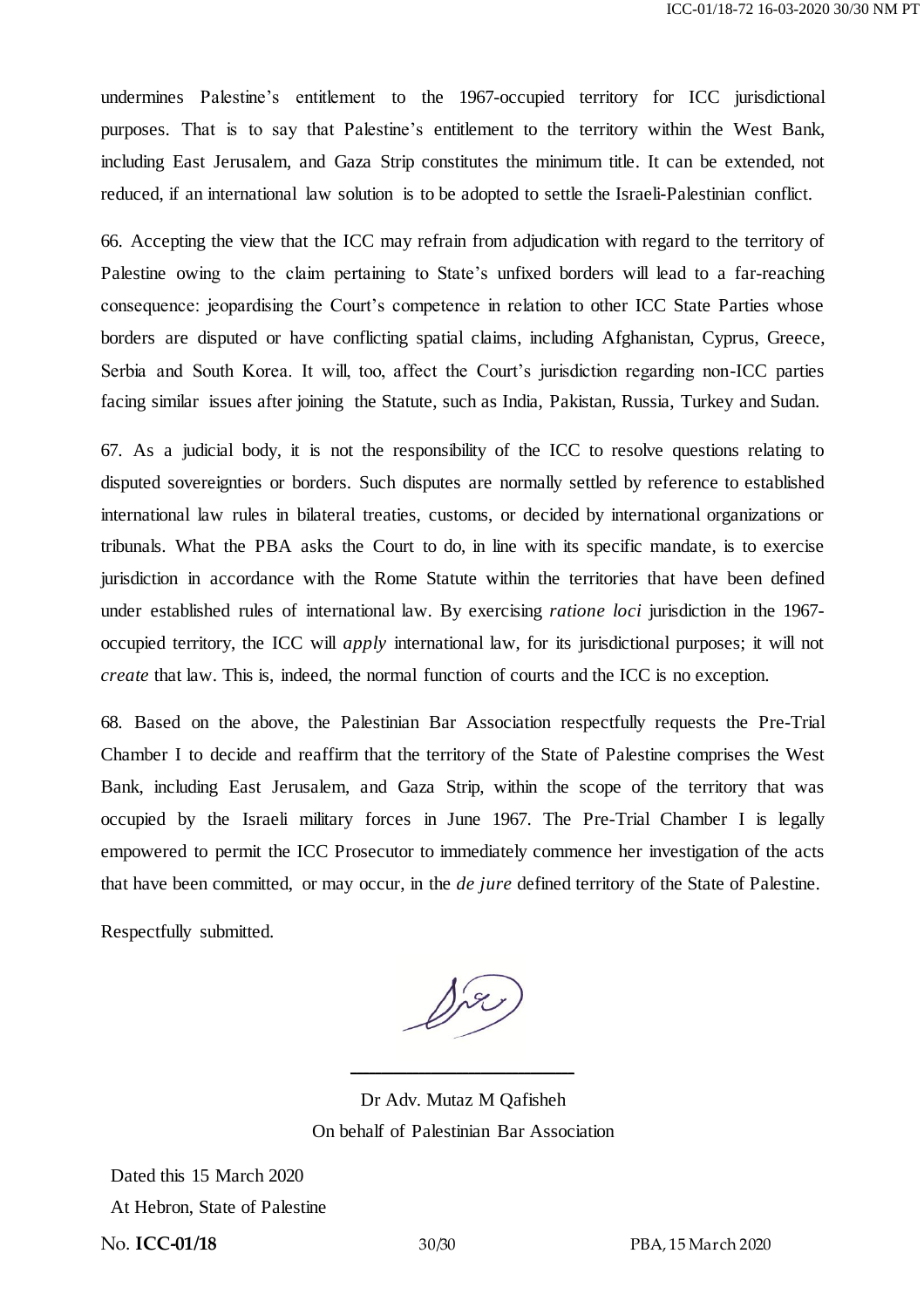undermines Palestine's entitlement to the 1967-occupied territory for ICC jurisdictional purposes. That is to say that Palestine's entitlement to the territory within the West Bank, including East Jerusalem, and Gaza Strip constitutes the minimum title. It can be extended, not reduced, if an international law solution is to be adopted to settle the Israeli-Palestinian conflict.

66. Accepting the view that the ICC may refrain from adjudication with regard to the territory of Palestine owing to the claim pertaining to State's unfixed borders will lead to a far-reaching consequence: jeopardising the Court's competence in relation to other ICC State Parties whose borders are disputed or have conflicting spatial claims, including Afghanistan, Cyprus, Greece, Serbia and South Korea. It will, too, affect the Court's jurisdiction regarding non-ICC parties facing similar issues after joining the Statute, such as India, Pakistan, Russia, Turkey and Sudan.

67. As a judicial body, it is not the responsibility of the ICC to resolve questions relating to disputed sovereignties or borders. Such disputes are normally settled by reference to established international law rules in bilateral treaties, customs, or decided by international organizations or tribunals. What the PBA asks the Court to do, in line with its specific mandate, is to exercise jurisdiction in accordance with the Rome Statute within the territories that have been defined under established rules of international law. By exercising *ratione loci* jurisdiction in the 1967-occupied territory, the ICC will *apply* international law, for its jurisdictional purposes; it will not *create* that law. This is, indeed, the normal function of courts and the ICC is no exception.

68. Based on the above, the Palestinian Bar Association respectfully requests the Pre-Trial Chamber I to decide and reaffirm that the territory of the State of Palestine comprises the West Bank, including East Jerusalem, and Gaza Strip, within the scope of the territory that was occupied by the Israeli military forces in June 1967. The Pre-Trial Chamber I is legally empowered to permit the ICC Prosecutor to immediately commence her investigation of the acts that have been committed, or may occur, in the *de jure* defined territory of the State of Palestine.

Respectfully submitted.

Dr Adv. Mutaz M Qafisheh
On behalf of Palestinian Bar Association

Dated this 15 March 2020
At Hebron, State of Palestine